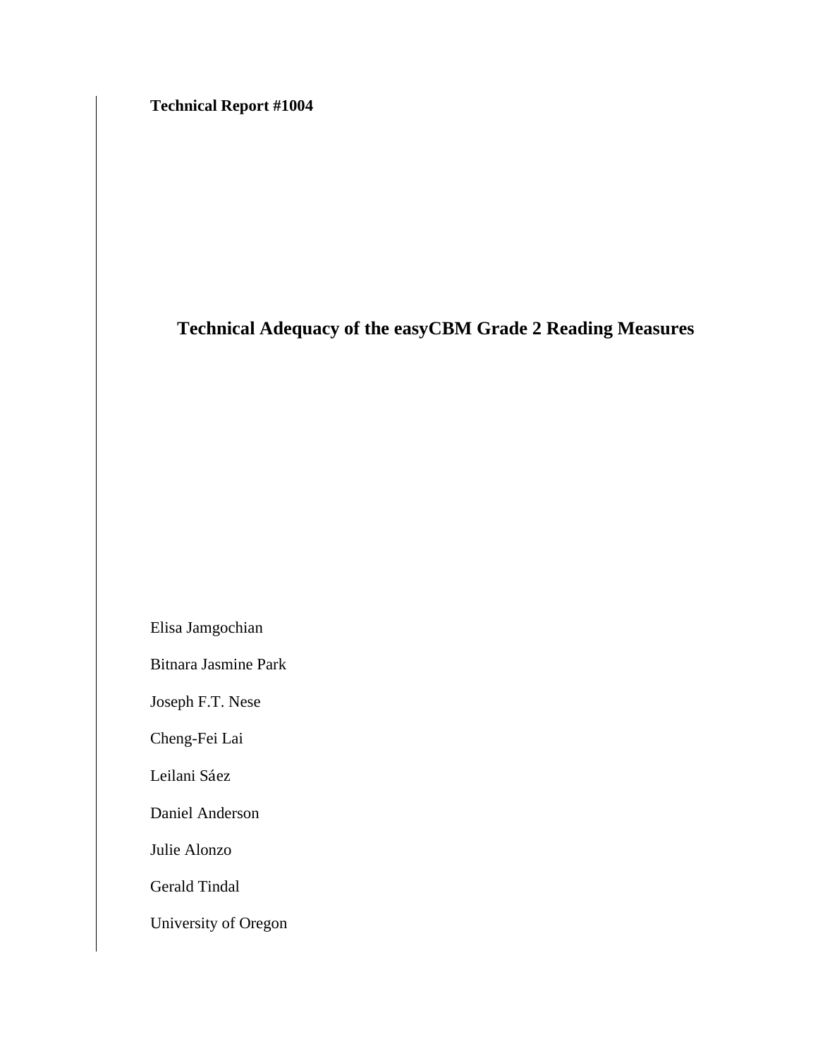**Technical Report #1004**

# Technical Adequacy of the easyCBM Grade 2 Reading Measures

Elisa Jamgochian

Bitnara Jasmine Park

Joseph F.T. Nese

Cheng-Fei Lai

Leilani Sáez

Daniel Anderson

Julie Alonzo

Gerald Tindal

University of Oregon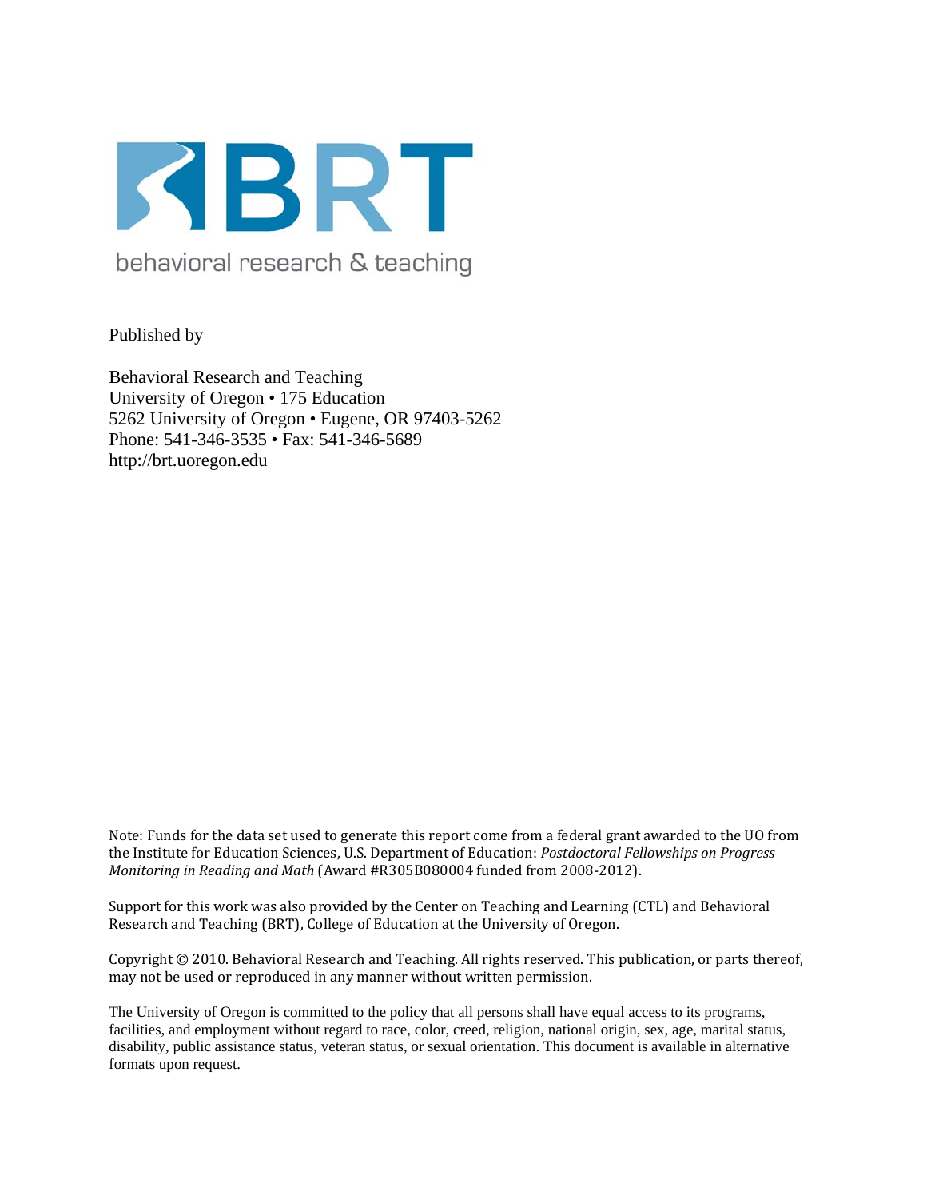BRT

behavioral research & teaching

Published by

Behavioral Research and Teaching
University of Oregon • 175 Education
5262 University of Oregon • Eugene, OR 97403-5262
Phone: 541-346-3535 • Fax: 541-346-5689
http://brt.uoregon.edu

Note: Funds for the data set used to generate this report come from a federal grant awarded to the UO from the Institute for Education Sciences, U.S. Department of Education: *Postdoctoral Fellowships on Progress Monitoring in Reading and Math* (Award #R305B080004 funded from 2008-2012).

Support for this work was also provided by the Center on Teaching and Learning (CTL) and Behavioral Research and Teaching (BRT), College of Education at the University of Oregon.

Copyright © 2010. Behavioral Research and Teaching. All rights reserved. This publication, or parts thereof, may not be used or reproduced in any manner without written permission.

The University of Oregon is committed to the policy that all persons shall have equal access to its programs, facilities, and employment without regard to race, color, creed, religion, national origin, sex, age, marital status, disability, public assistance status, veteran status, or sexual orientation. This document is available in alternative formats upon request.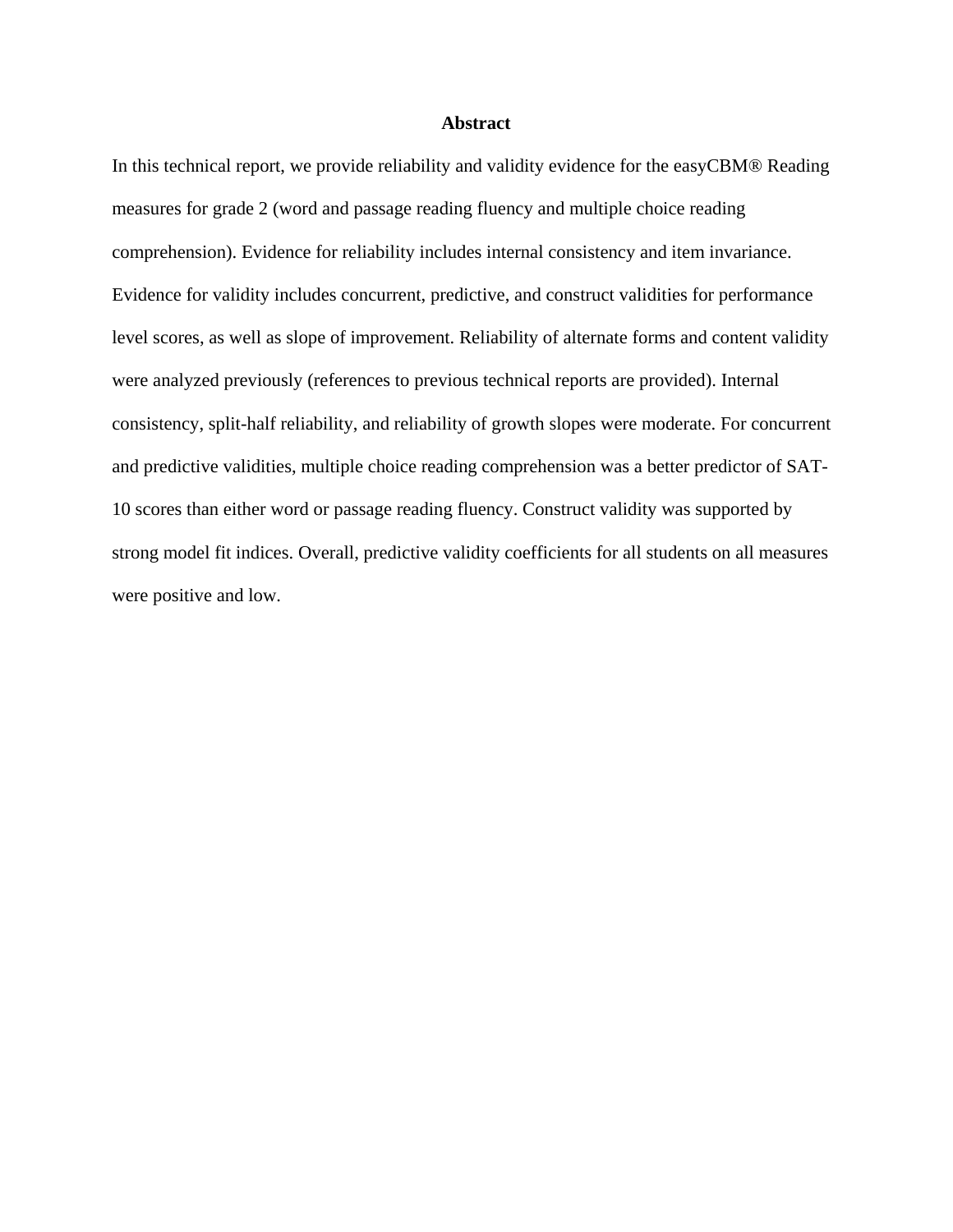## Abstract

In this technical report, we provide reliability and validity evidence for the easyCBM® Reading measures for grade 2 (word and passage reading fluency and multiple choice reading comprehension). Evidence for reliability includes internal consistency and item invariance. Evidence for validity includes concurrent, predictive, and construct validities for performance level scores, as well as slope of improvement. Reliability of alternate forms and content validity were analyzed previously (references to previous technical reports are provided). Internal consistency, split-half reliability, and reliability of growth slopes were moderate. For concurrent and predictive validities, multiple choice reading comprehension was a better predictor of SAT-10 scores than either word or passage reading fluency. Construct validity was supported by strong model fit indices. Overall, predictive validity coefficients for all students on all measures were positive and low.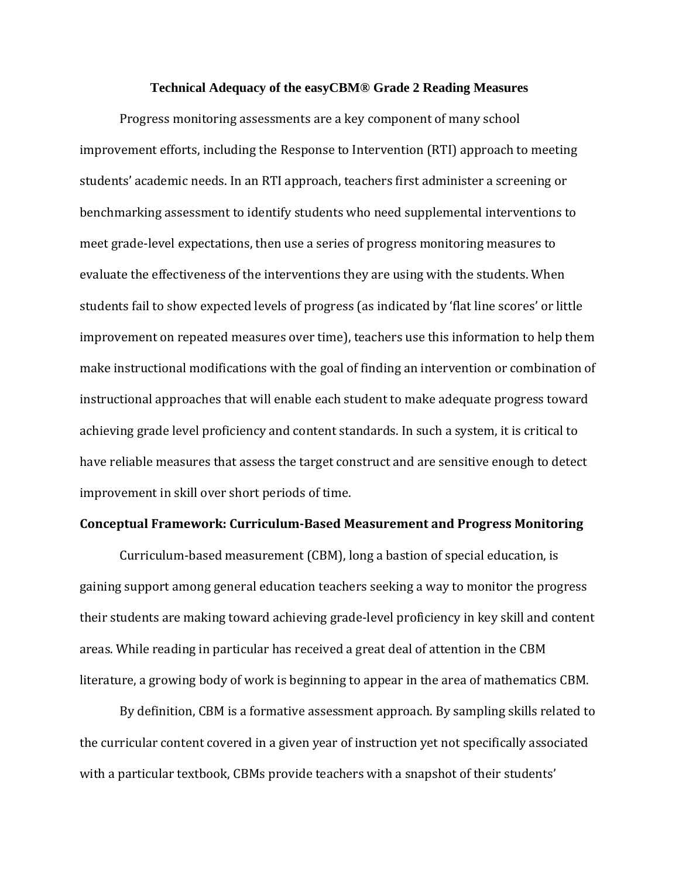# Technical Adequacy of the easyCBM® Grade 2 Reading Measures

Progress monitoring assessments are a key component of many school improvement efforts, including the Response to Intervention (RTI) approach to meeting students' academic needs. In an RTI approach, teachers first administer a screening or benchmarking assessment to identify students who need supplemental interventions to meet grade-level expectations, then use a series of progress monitoring measures to evaluate the effectiveness of the interventions they are using with the students. When students fail to show expected levels of progress (as indicated by 'flat line scores' or little improvement on repeated measures over time), teachers use this information to help them make instructional modifications with the goal of finding an intervention or combination of instructional approaches that will enable each student to make adequate progress toward achieving grade level proficiency and content standards. In such a system, it is critical to have reliable measures that assess the target construct and are sensitive enough to detect improvement in skill over short periods of time.

## Conceptual Framework: Curriculum-Based Measurement and Progress Monitoring

Curriculum-based measurement (CBM), long a bastion of special education, is gaining support among general education teachers seeking a way to monitor the progress their students are making toward achieving grade-level proficiency in key skill and content areas. While reading in particular has received a great deal of attention in the CBM literature, a growing body of work is beginning to appear in the area of mathematics CBM.

By definition, CBM is a formative assessment approach. By sampling skills related to the curricular content covered in a given year of instruction yet not specifically associated with a particular textbook, CBMs provide teachers with a snapshot of their students'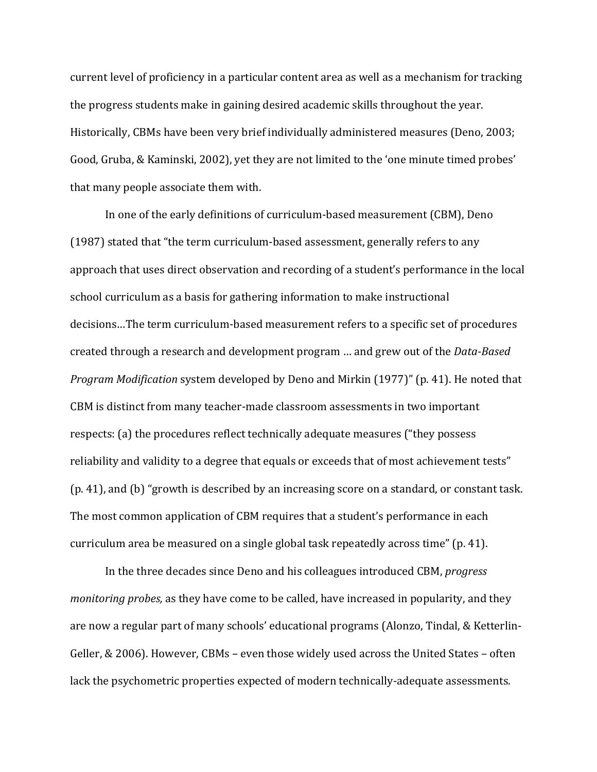current level of proficiency in a particular content area as well as a mechanism for tracking the progress students make in gaining desired academic skills throughout the year. Historically, CBMs have been very brief individually administered measures (Deno, 2003; Good, Gruba, & Kaminski, 2002), yet they are not limited to the 'one minute timed probes' that many people associate them with.

In one of the early definitions of curriculum-based measurement (CBM), Deno (1987) stated that "the term curriculum-based assessment, generally refers to any approach that uses direct observation and recording of a student's performance in the local school curriculum as a basis for gathering information to make instructional decisions…The term curriculum-based measurement refers to a specific set of procedures created through a research and development program … and grew out of the *Data-Based Program Modification* system developed by Deno and Mirkin (1977)" (p. 41). He noted that CBM is distinct from many teacher-made classroom assessments in two important respects: (a) the procedures reflect technically adequate measures ("they possess reliability and validity to a degree that equals or exceeds that of most achievement tests" (p. 41), and (b) "growth is described by an increasing score on a standard, or constant task. The most common application of CBM requires that a student's performance in each curriculum area be measured on a single global task repeatedly across time" (p. 41).

In the three decades since Deno and his colleagues introduced CBM, *progress monitoring probes,* as they have come to be called, have increased in popularity, and they are now a regular part of many schools' educational programs (Alonzo, Tindal, & Ketterlin-Geller, & 2006). However, CBMs – even those widely used across the United States – often lack the psychometric properties expected of modern technically-adequate assessments.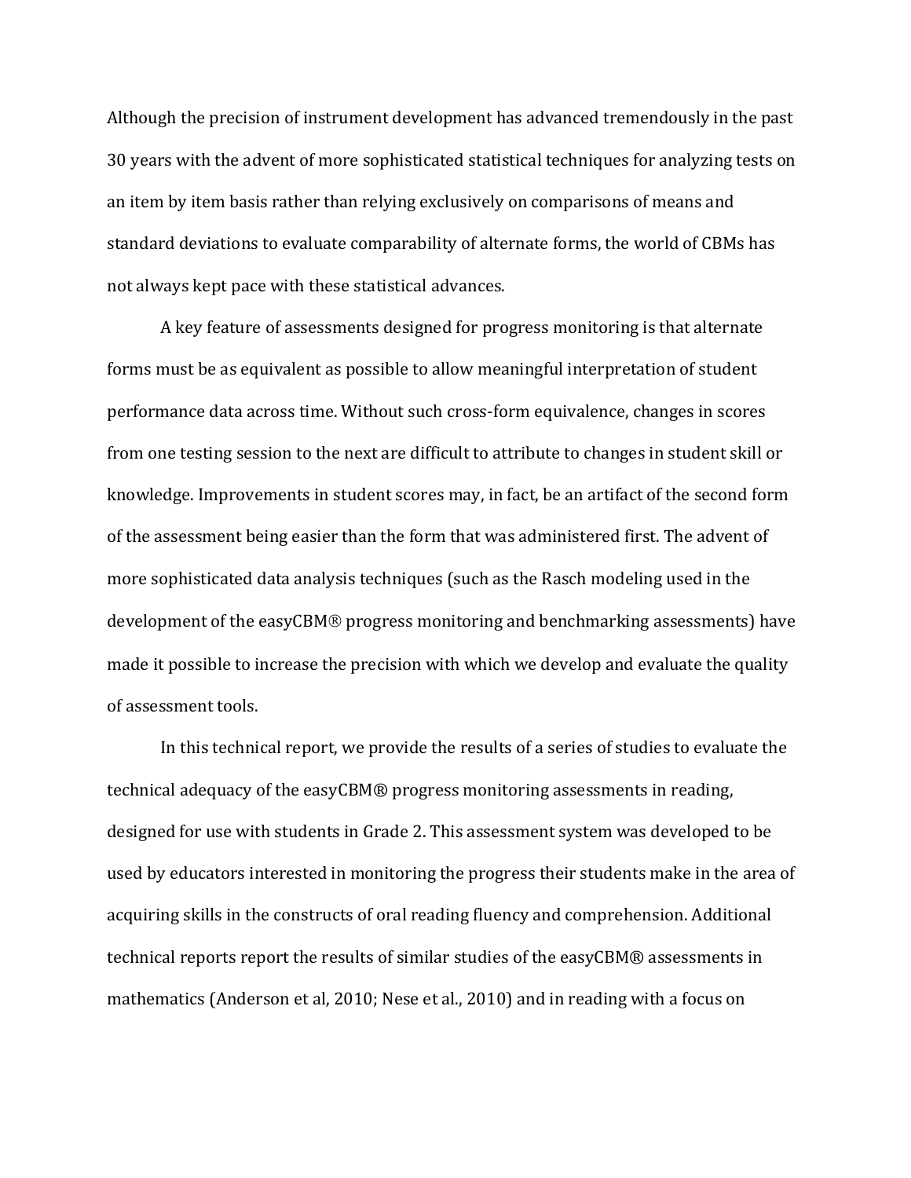Although the precision of instrument development has advanced tremendously in the past 30 years with the advent of more sophisticated statistical techniques for analyzing tests on an item by item basis rather than relying exclusively on comparisons of means and standard deviations to evaluate comparability of alternate forms, the world of CBMs has not always kept pace with these statistical advances.

A key feature of assessments designed for progress monitoring is that alternate forms must be as equivalent as possible to allow meaningful interpretation of student performance data across time. Without such cross-form equivalence, changes in scores from one testing session to the next are difficult to attribute to changes in student skill or knowledge. Improvements in student scores may, in fact, be an artifact of the second form of the assessment being easier than the form that was administered first. The advent of more sophisticated data analysis techniques (such as the Rasch modeling used in the development of the easyCBM® progress monitoring and benchmarking assessments) have made it possible to increase the precision with which we develop and evaluate the quality of assessment tools.

In this technical report, we provide the results of a series of studies to evaluate the technical adequacy of the easyCBM® progress monitoring assessments in reading, designed for use with students in Grade 2. This assessment system was developed to be used by educators interested in monitoring the progress their students make in the area of acquiring skills in the constructs of oral reading fluency and comprehension. Additional technical reports report the results of similar studies of the easyCBM® assessments in mathematics (Anderson et al, 2010; Nese et al., 2010) and in reading with a focus on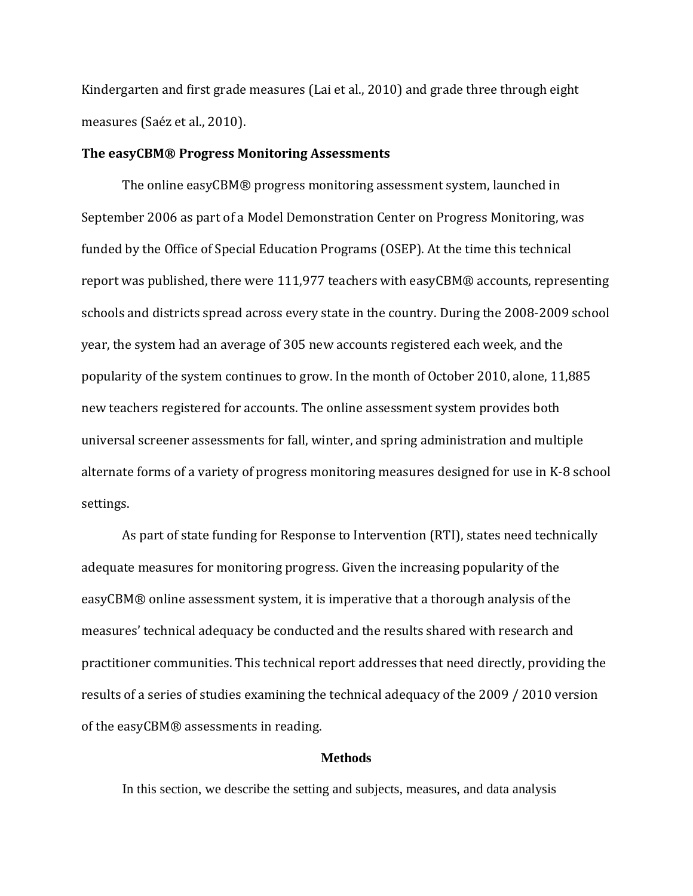Kindergarten and first grade measures (Lai et al., 2010) and grade three through eight measures (Saéz et al., 2010).

### The easyCBM® Progress Monitoring Assessments

The online easyCBM® progress monitoring assessment system, launched in September 2006 as part of a Model Demonstration Center on Progress Monitoring, was funded by the Office of Special Education Programs (OSEP). At the time this technical report was published, there were 111,977 teachers with easyCBM® accounts, representing schools and districts spread across every state in the country. During the 2008-2009 school year, the system had an average of 305 new accounts registered each week, and the popularity of the system continues to grow. In the month of October 2010, alone, 11,885 new teachers registered for accounts. The online assessment system provides both universal screener assessments for fall, winter, and spring administration and multiple alternate forms of a variety of progress monitoring measures designed for use in K-8 school settings.

As part of state funding for Response to Intervention (RTI), states need technically adequate measures for monitoring progress. Given the increasing popularity of the easyCBM® online assessment system, it is imperative that a thorough analysis of the measures' technical adequacy be conducted and the results shared with research and practitioner communities. This technical report addresses that need directly, providing the results of a series of studies examining the technical adequacy of the 2009 / 2010 version of the easyCBM® assessments in reading.

## Methods

In this section, we describe the setting and subjects, measures, and data analysis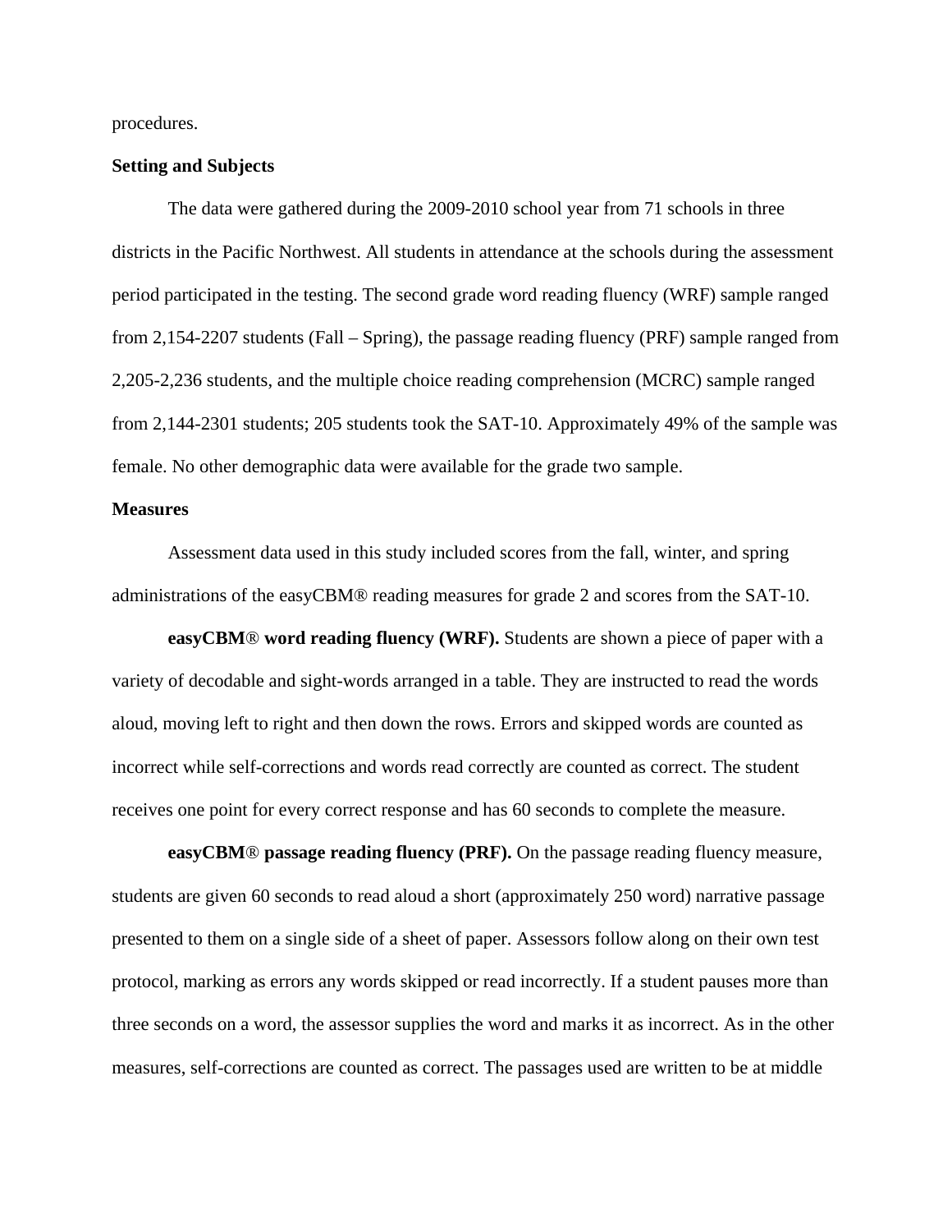procedures.

## Setting and Subjects

The data were gathered during the 2009-2010 school year from 71 schools in three districts in the Pacific Northwest. All students in attendance at the schools during the assessment period participated in the testing. The second grade word reading fluency (WRF) sample ranged from 2,154-2207 students (Fall – Spring), the passage reading fluency (PRF) sample ranged from 2,205-2,236 students, and the multiple choice reading comprehension (MCRC) sample ranged from 2,144-2301 students; 205 students took the SAT-10. Approximately 49% of the sample was female. No other demographic data were available for the grade two sample.

## Measures

Assessment data used in this study included scores from the fall, winter, and spring administrations of the easyCBM® reading measures for grade 2 and scores from the SAT-10.

**easyCBM® word reading fluency (WRF).** Students are shown a piece of paper with a variety of decodable and sight-words arranged in a table. They are instructed to read the words aloud, moving left to right and then down the rows. Errors and skipped words are counted as incorrect while self-corrections and words read correctly are counted as correct. The student receives one point for every correct response and has 60 seconds to complete the measure.

**easyCBM® passage reading fluency (PRF).** On the passage reading fluency measure, students are given 60 seconds to read aloud a short (approximately 250 word) narrative passage presented to them on a single side of a sheet of paper. Assessors follow along on their own test protocol, marking as errors any words skipped or read incorrectly. If a student pauses more than three seconds on a word, the assessor supplies the word and marks it as incorrect. As in the other measures, self-corrections are counted as correct. The passages used are written to be at middle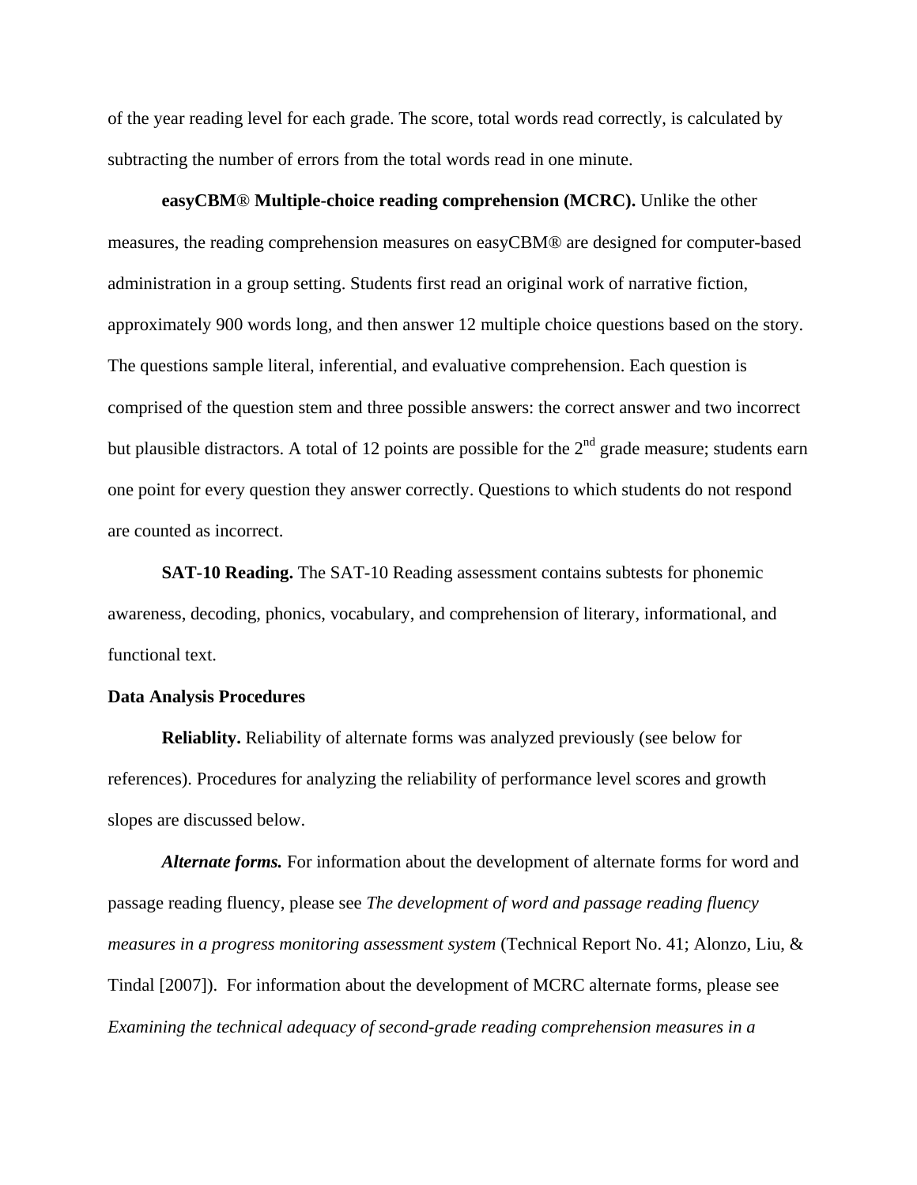of the year reading level for each grade. The score, total words read correctly, is calculated by subtracting the number of errors from the total words read in one minute.

**easyCBM® Multiple-choice reading comprehension (MCRC).** Unlike the other measures, the reading comprehension measures on easyCBM® are designed for computer-based administration in a group setting. Students first read an original work of narrative fiction, approximately 900 words long, and then answer 12 multiple choice questions based on the story. The questions sample literal, inferential, and evaluative comprehension. Each question is comprised of the question stem and three possible answers: the correct answer and two incorrect but plausible distractors. A total of 12 points are possible for the 2nd grade measure; students earn one point for every question they answer correctly. Questions to which students do not respond are counted as incorrect.

**SAT-10 Reading.** The SAT-10 Reading assessment contains subtests for phonemic awareness, decoding, phonics, vocabulary, and comprehension of literary, informational, and functional text.

**Data Analysis Procedures**

**Reliablity.** Reliability of alternate forms was analyzed previously (see below for references). Procedures for analyzing the reliability of performance level scores and growth slopes are discussed below.

***Alternate forms.*** For information about the development of alternate forms for word and passage reading fluency, please see *The development of word and passage reading fluency measures in a progress monitoring assessment system* (Technical Report No. 41; Alonzo, Liu, & Tindal [2007]). For information about the development of MCRC alternate forms, please see *Examining the technical adequacy of second-grade reading comprehension measures in a*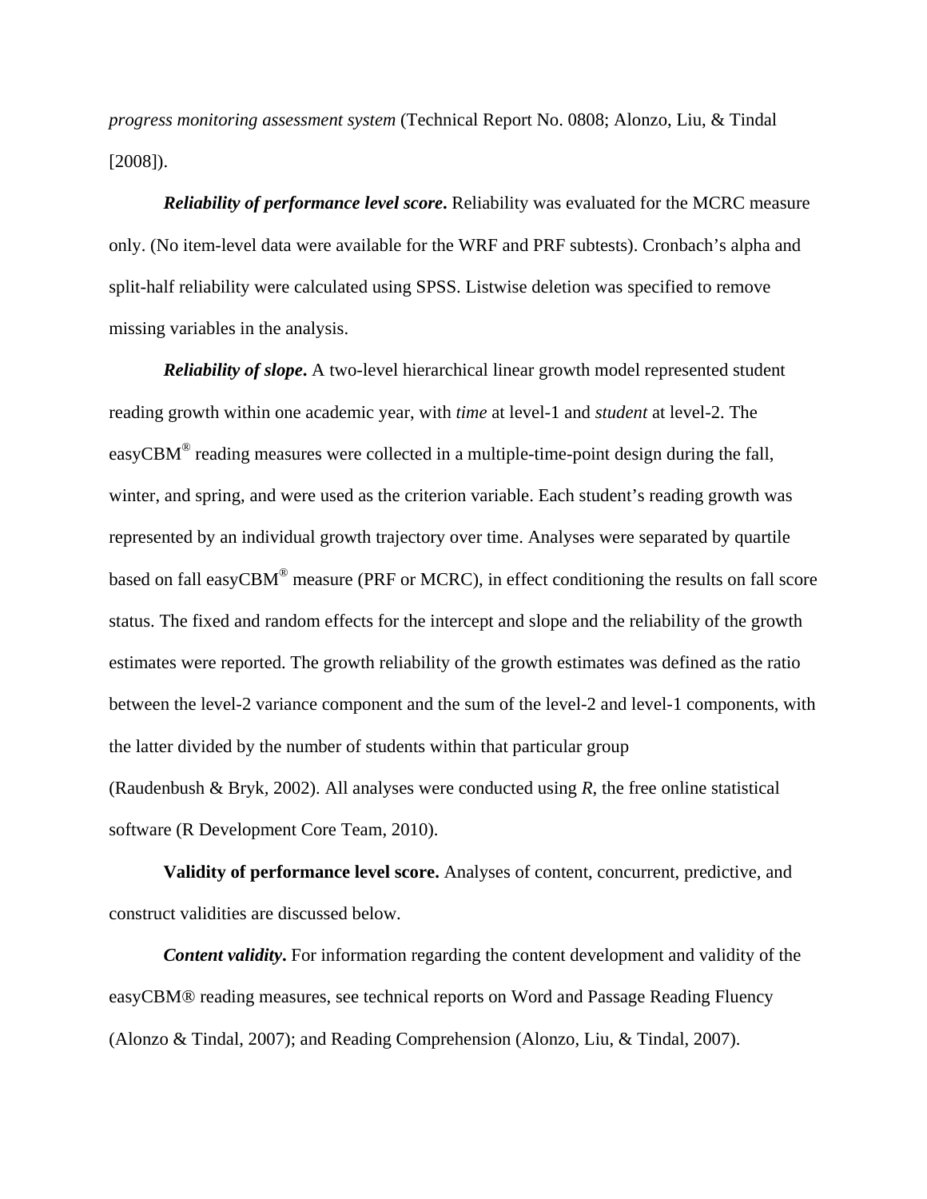*progress monitoring assessment system* (Technical Report No. 0808; Alonzo, Liu, & Tindal [2008]).

***Reliability of performance level score*.** Reliability was evaluated for the MCRC measure only. (No item-level data were available for the WRF and PRF subtests). Cronbach's alpha and split-half reliability were calculated using SPSS. Listwise deletion was specified to remove missing variables in the analysis.

***Reliability of slope*.** A two-level hierarchical linear growth model represented student reading growth within one academic year, with *time* at level-1 and *student* at level-2. The easyCBM® reading measures were collected in a multiple-time-point design during the fall, winter, and spring, and were used as the criterion variable. Each student's reading growth was represented by an individual growth trajectory over time. Analyses were separated by quartile based on fall easyCBM® measure (PRF or MCRC), in effect conditioning the results on fall score status. The fixed and random effects for the intercept and slope and the reliability of the growth estimates were reported. The growth reliability of the growth estimates was defined as the ratio between the level-2 variance component and the sum of the level-2 and level-1 components, with the latter divided by the number of students within that particular group (Raudenbush & Bryk, 2002). All analyses were conducted using *R*, the free online statistical software (R Development Core Team, 2010).

**Validity of performance level score.** Analyses of content, concurrent, predictive, and construct validities are discussed below.

***Content validity*.** For information regarding the content development and validity of the easyCBM® reading measures, see technical reports on Word and Passage Reading Fluency (Alonzo & Tindal, 2007); and Reading Comprehension (Alonzo, Liu, & Tindal, 2007).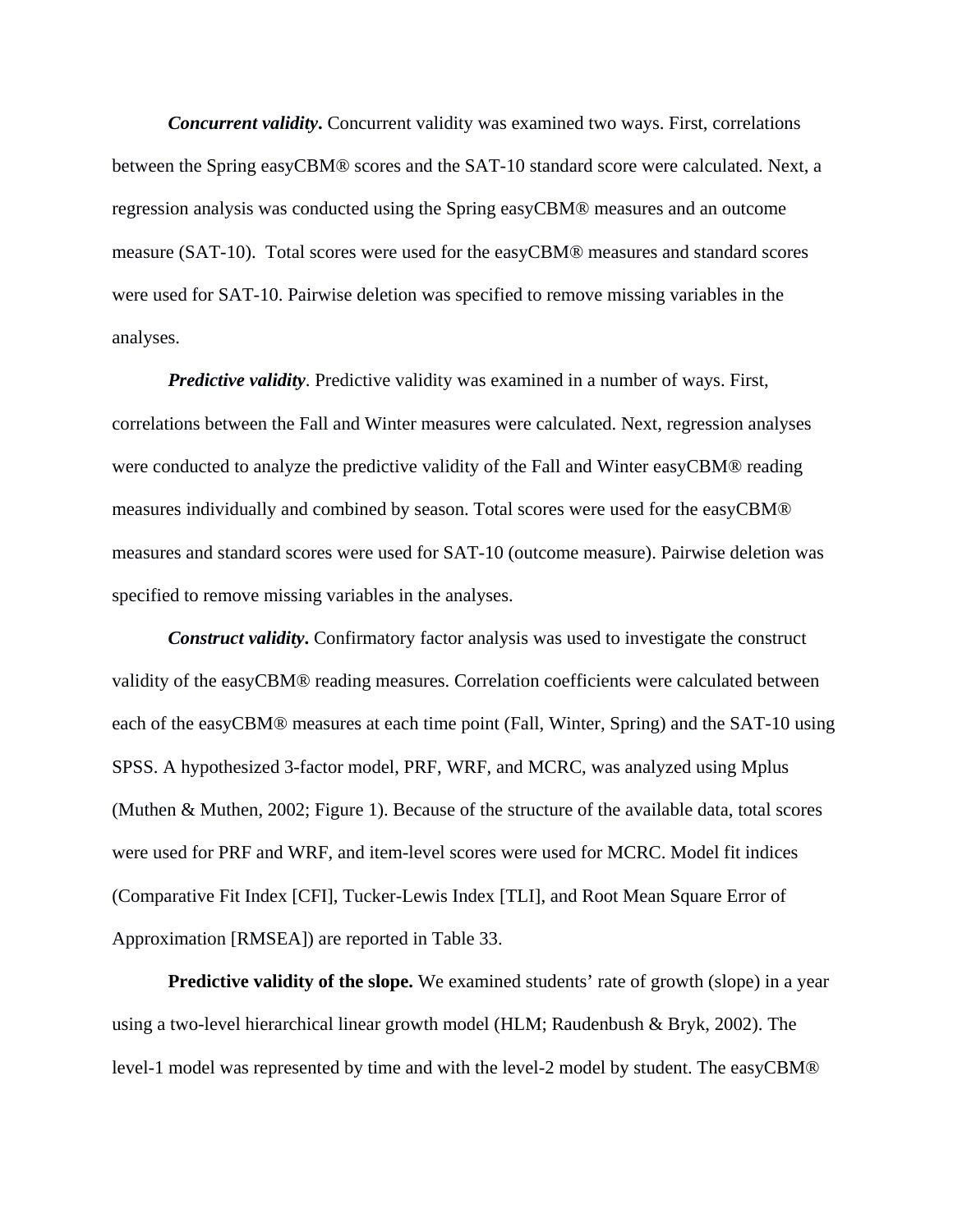***Concurrent validity*.** Concurrent validity was examined two ways. First, correlations between the Spring easyCBM® scores and the SAT-10 standard score were calculated. Next, a regression analysis was conducted using the Spring easyCBM® measures and an outcome measure (SAT-10). Total scores were used for the easyCBM® measures and standard scores were used for SAT-10. Pairwise deletion was specified to remove missing variables in the analyses.

***Predictive validity***. Predictive validity was examined in a number of ways. First, correlations between the Fall and Winter measures were calculated. Next, regression analyses were conducted to analyze the predictive validity of the Fall and Winter easyCBM® reading measures individually and combined by season. Total scores were used for the easyCBM® measures and standard scores were used for SAT-10 (outcome measure). Pairwise deletion was specified to remove missing variables in the analyses.

***Construct validity*.** Confirmatory factor analysis was used to investigate the construct validity of the easyCBM® reading measures. Correlation coefficients were calculated between each of the easyCBM® measures at each time point (Fall, Winter, Spring) and the SAT-10 using SPSS. A hypothesized 3-factor model, PRF, WRF, and MCRC, was analyzed using Mplus (Muthen & Muthen, 2002; Figure 1). Because of the structure of the available data, total scores were used for PRF and WRF, and item-level scores were used for MCRC. Model fit indices (Comparative Fit Index [CFI], Tucker-Lewis Index [TLI], and Root Mean Square Error of Approximation [RMSEA]) are reported in Table 33.

**Predictive validity of the slope.** We examined students' rate of growth (slope) in a year using a two-level hierarchical linear growth model (HLM; Raudenbush & Bryk, 2002). The level-1 model was represented by time and with the level-2 model by student. The easyCBM®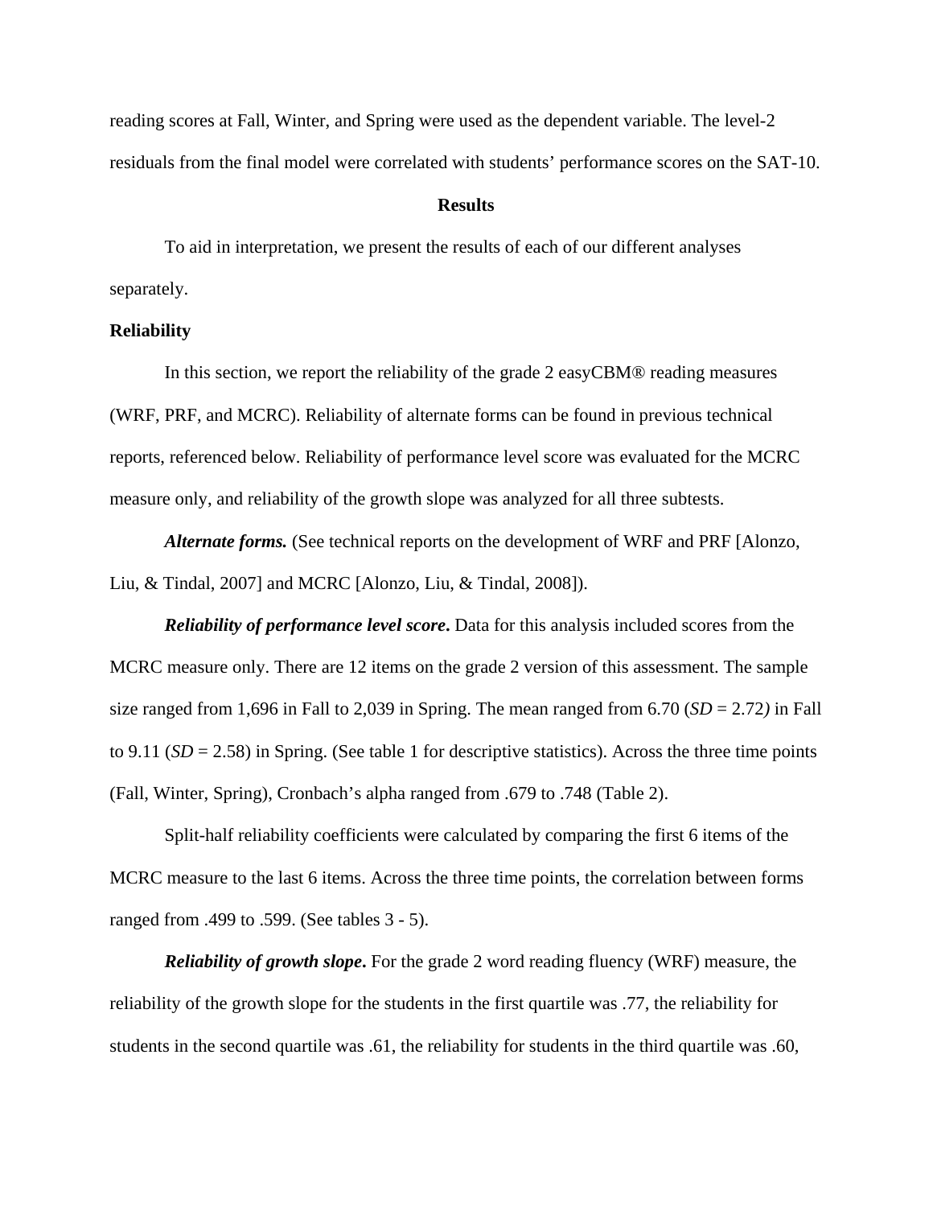reading scores at Fall, Winter, and Spring were used as the dependent variable. The level-2 residuals from the final model were correlated with students' performance scores on the SAT-10.

## Results

To aid in interpretation, we present the results of each of our different analyses separately.

### Reliability

In this section, we report the reliability of the grade 2 easyCBM® reading measures (WRF, PRF, and MCRC). Reliability of alternate forms can be found in previous technical reports, referenced below. Reliability of performance level score was evaluated for the MCRC measure only, and reliability of the growth slope was analyzed for all three subtests.

***Alternate forms.*** (See technical reports on the development of WRF and PRF [Alonzo, Liu, & Tindal, 2007] and MCRC [Alonzo, Liu, & Tindal, 2008]).

***Reliability of performance level score*.** Data for this analysis included scores from the MCRC measure only. There are 12 items on the grade 2 version of this assessment. The sample size ranged from 1,696 in Fall to 2,039 in Spring. The mean ranged from 6.70 (*SD* = 2.72*)* in Fall to 9.11 (*SD* = 2.58) in Spring. (See table 1 for descriptive statistics). Across the three time points (Fall, Winter, Spring), Cronbach's alpha ranged from .679 to .748 (Table 2).

Split-half reliability coefficients were calculated by comparing the first 6 items of the MCRC measure to the last 6 items. Across the three time points, the correlation between forms ranged from .499 to .599. (See tables 3 - 5).

***Reliability of growth slope*.** For the grade 2 word reading fluency (WRF) measure, the reliability of the growth slope for the students in the first quartile was .77, the reliability for students in the second quartile was .61, the reliability for students in the third quartile was .60,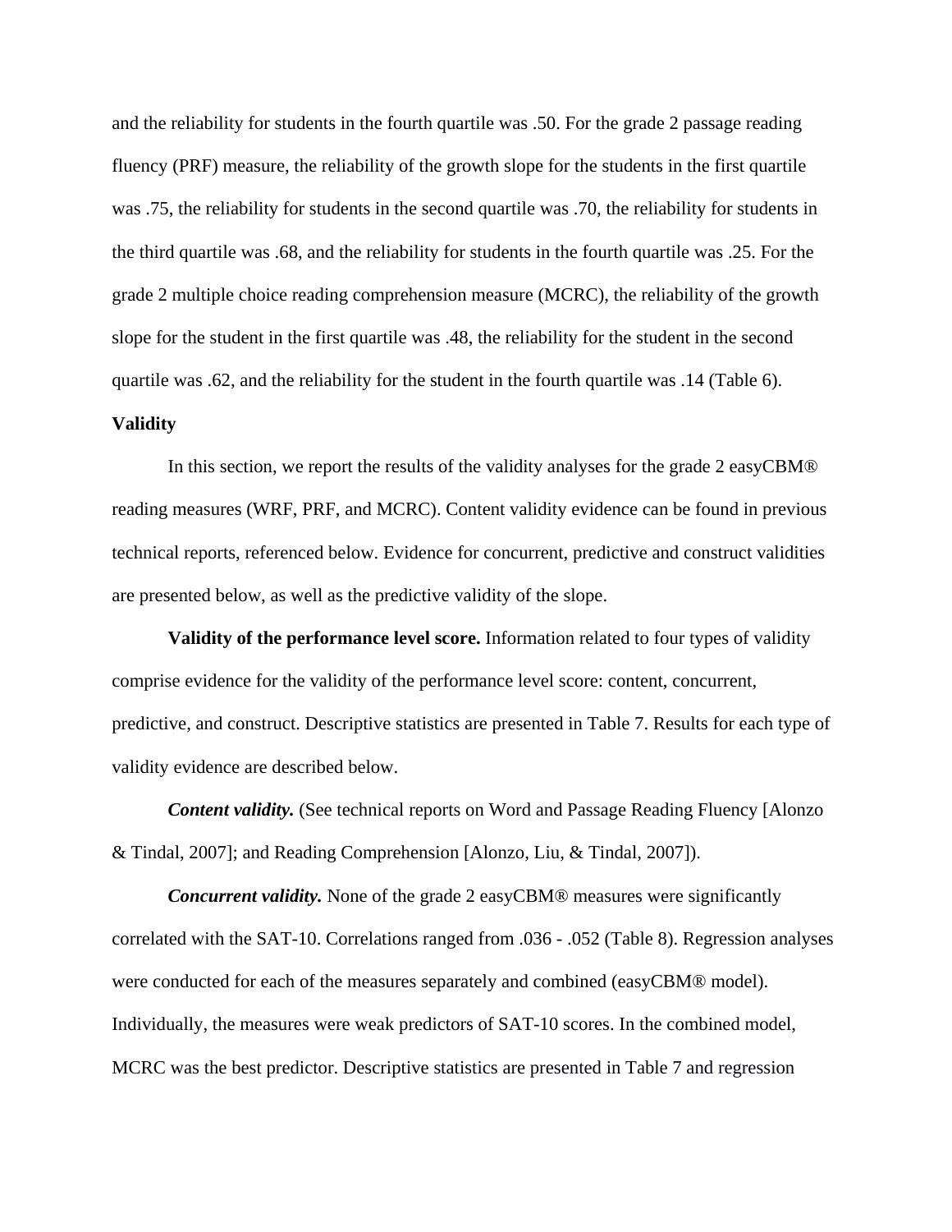and the reliability for students in the fourth quartile was .50. For the grade 2 passage reading fluency (PRF) measure, the reliability of the growth slope for the students in the first quartile was .75, the reliability for students in the second quartile was .70, the reliability for students in the third quartile was .68, and the reliability for students in the fourth quartile was .25. For the grade 2 multiple choice reading comprehension measure (MCRC), the reliability of the growth slope for the student in the first quartile was .48, the reliability for the student in the second quartile was .62, and the reliability for the student in the fourth quartile was .14 (Table 6).

**Validity**

In this section, we report the results of the validity analyses for the grade 2 easyCBM® reading measures (WRF, PRF, and MCRC). Content validity evidence can be found in previous technical reports, referenced below. Evidence for concurrent, predictive and construct validities are presented below, as well as the predictive validity of the slope.

**Validity of the performance level score.** Information related to four types of validity comprise evidence for the validity of the performance level score: content, concurrent, predictive, and construct. Descriptive statistics are presented in Table 7. Results for each type of validity evidence are described below.

***Content validity.*** (See technical reports on Word and Passage Reading Fluency [Alonzo & Tindal, 2007]; and Reading Comprehension [Alonzo, Liu, & Tindal, 2007]).

***Concurrent validity.*** None of the grade 2 easyCBM® measures were significantly correlated with the SAT-10. Correlations ranged from .036 - .052 (Table 8). Regression analyses were conducted for each of the measures separately and combined (easyCBM® model). Individually, the measures were weak predictors of SAT-10 scores. In the combined model, MCRC was the best predictor. Descriptive statistics are presented in Table 7 and regression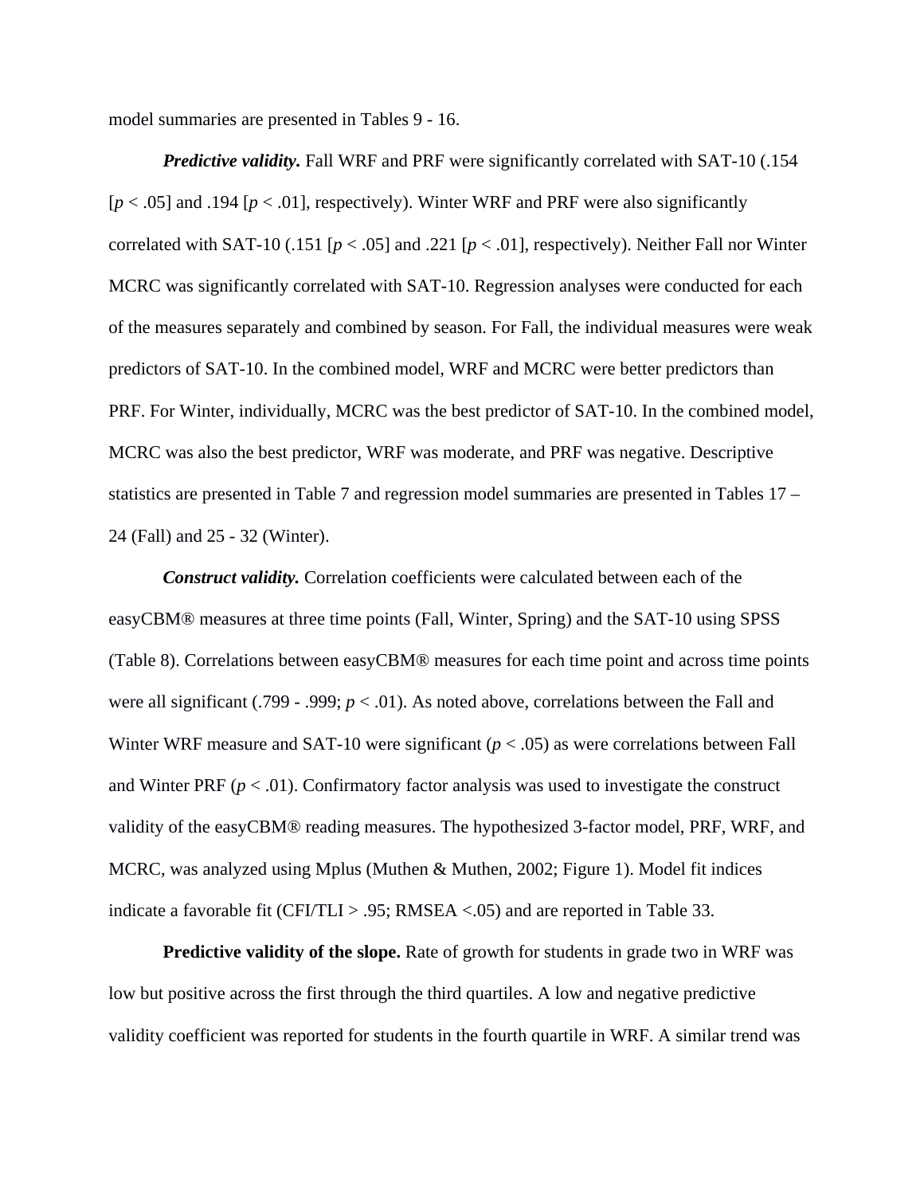model summaries are presented in Tables 9 - 16.

***Predictive validity.*** Fall WRF and PRF were significantly correlated with SAT-10 (.154 [$p < .05$] and .194 [$p < .01$], respectively). Winter WRF and PRF were also significantly correlated with SAT-10 (.151 [$p < .05$] and .221 [$p < .01$], respectively). Neither Fall nor Winter MCRC was significantly correlated with SAT-10. Regression analyses were conducted for each of the measures separately and combined by season. For Fall, the individual measures were weak predictors of SAT-10. In the combined model, WRF and MCRC were better predictors than PRF. For Winter, individually, MCRC was the best predictor of SAT-10. In the combined model, MCRC was also the best predictor, WRF was moderate, and PRF was negative. Descriptive statistics are presented in Table 7 and regression model summaries are presented in Tables 17 – 24 (Fall) and 25 - 32 (Winter).

***Construct validity.*** Correlation coefficients were calculated between each of the easyCBM® measures at three time points (Fall, Winter, Spring) and the SAT-10 using SPSS (Table 8). Correlations between easyCBM® measures for each time point and across time points were all significant (.799 - .999; $p < .01$). As noted above, correlations between the Fall and Winter WRF measure and SAT-10 were significant ($p < .05$) as were correlations between Fall and Winter PRF ($p < .01$). Confirmatory factor analysis was used to investigate the construct validity of the easyCBM® reading measures. The hypothesized 3-factor model, PRF, WRF, and MCRC, was analyzed using Mplus (Muthen & Muthen, 2002; Figure 1). Model fit indices indicate a favorable fit (CFI/TLI > .95; RMSEA <.05) and are reported in Table 33.

**Predictive validity of the slope.** Rate of growth for students in grade two in WRF was low but positive across the first through the third quartiles. A low and negative predictive validity coefficient was reported for students in the fourth quartile in WRF. A similar trend was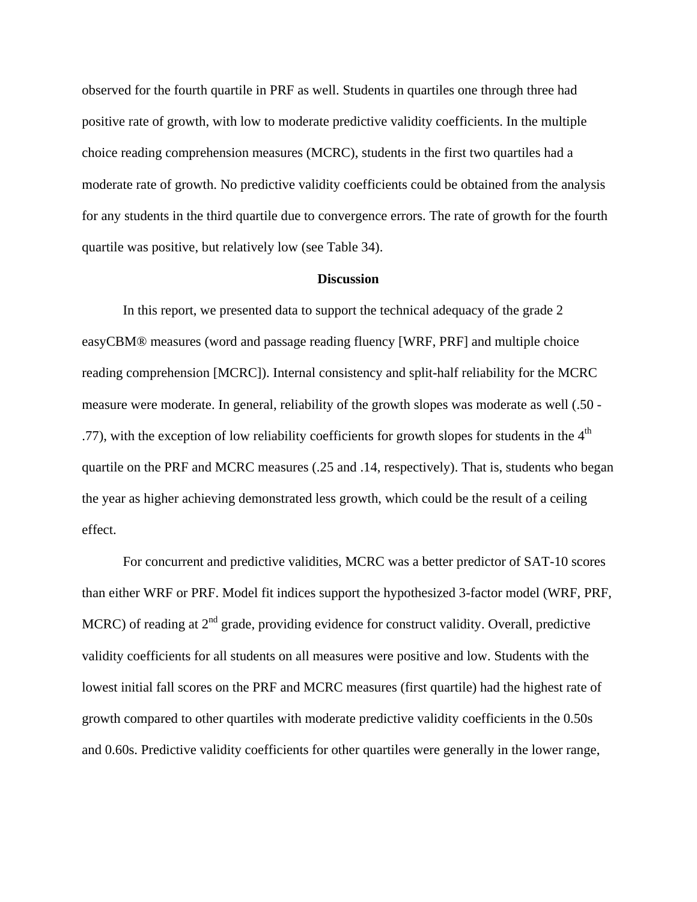observed for the fourth quartile in PRF as well. Students in quartiles one through three had positive rate of growth, with low to moderate predictive validity coefficients. In the multiple choice reading comprehension measures (MCRC), students in the first two quartiles had a moderate rate of growth. No predictive validity coefficients could be obtained from the analysis for any students in the third quartile due to convergence errors. The rate of growth for the fourth quartile was positive, but relatively low (see Table 34).

## Discussion

In this report, we presented data to support the technical adequacy of the grade 2 easyCBM® measures (word and passage reading fluency [WRF, PRF] and multiple choice reading comprehension [MCRC]). Internal consistency and split-half reliability for the MCRC measure were moderate. In general, reliability of the growth slopes was moderate as well (.50 - .77), with the exception of low reliability coefficients for growth slopes for students in the 4th quartile on the PRF and MCRC measures (.25 and .14, respectively). That is, students who began the year as higher achieving demonstrated less growth, which could be the result of a ceiling effect.

For concurrent and predictive validities, MCRC was a better predictor of SAT-10 scores than either WRF or PRF. Model fit indices support the hypothesized 3-factor model (WRF, PRF, MCRC) of reading at 2nd grade, providing evidence for construct validity. Overall, predictive validity coefficients for all students on all measures were positive and low. Students with the lowest initial fall scores on the PRF and MCRC measures (first quartile) had the highest rate of growth compared to other quartiles with moderate predictive validity coefficients in the 0.50s and 0.60s. Predictive validity coefficients for other quartiles were generally in the lower range,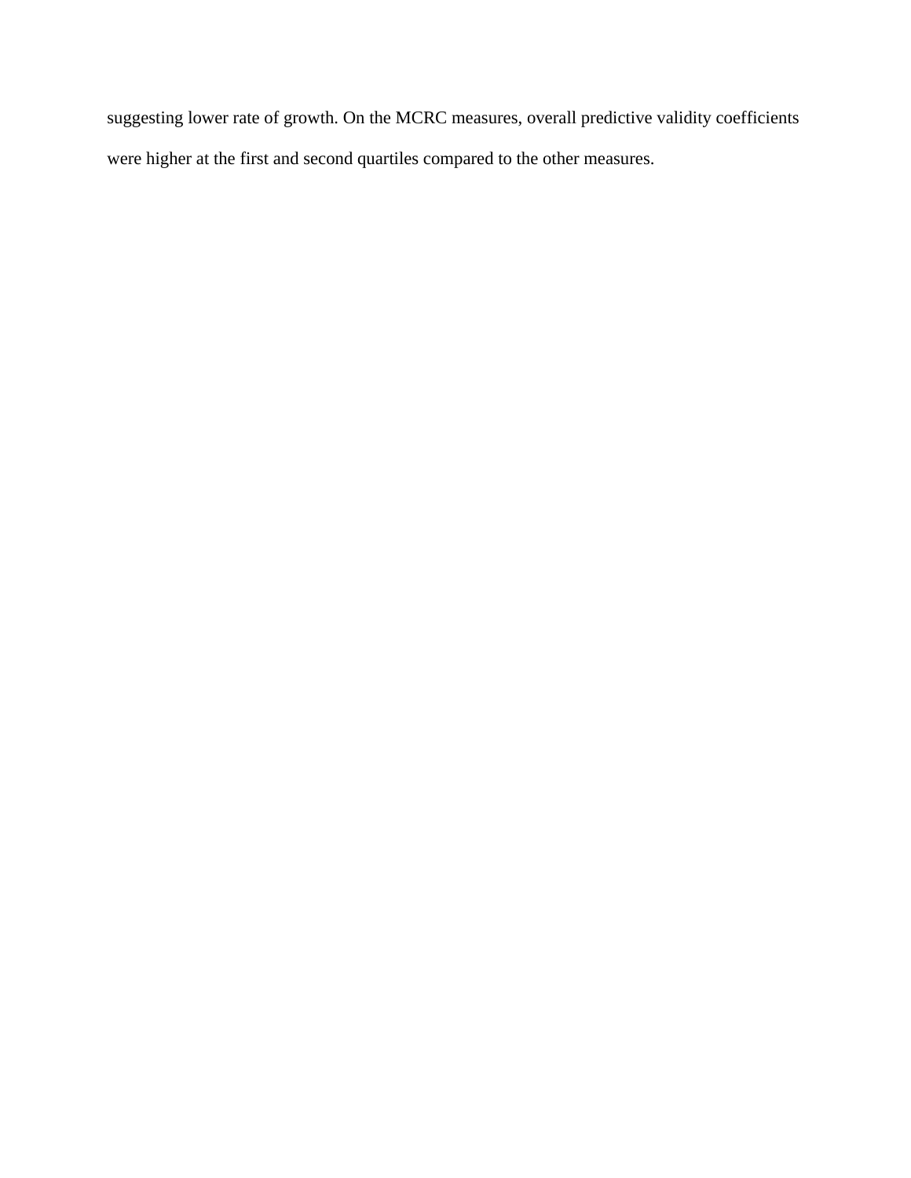suggesting lower rate of growth. On the MCRC measures, overall predictive validity coefficients were higher at the first and second quartiles compared to the other measures.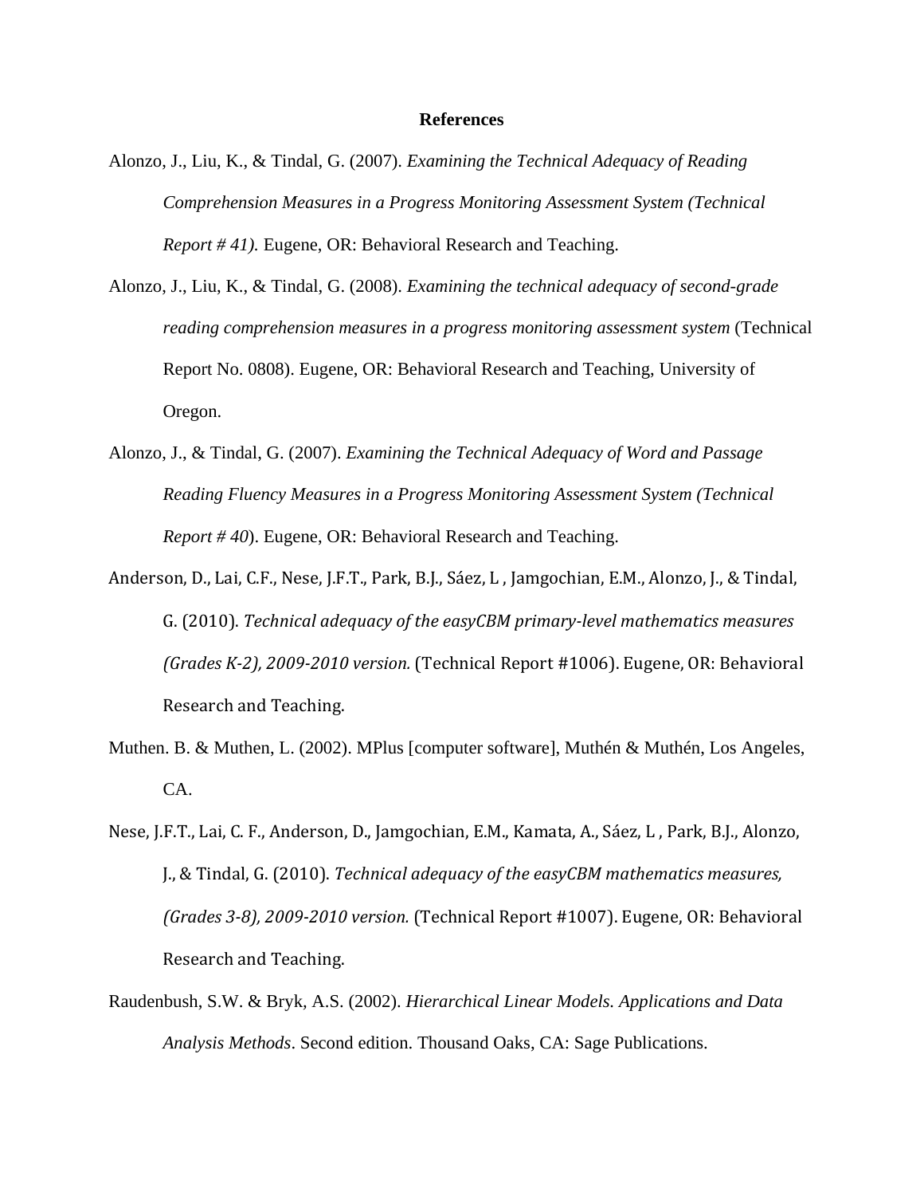## References

Alonzo, J., Liu, K., & Tindal, G. (2007). *Examining the Technical Adequacy of Reading Comprehension Measures in a Progress Monitoring Assessment System (Technical Report # 41).* Eugene, OR: Behavioral Research and Teaching.

Alonzo, J., Liu, K., & Tindal, G. (2008). *Examining the technical adequacy of second-grade reading comprehension measures in a progress monitoring assessment system* (Technical Report No. 0808). Eugene, OR: Behavioral Research and Teaching, University of Oregon.

Alonzo, J., & Tindal, G. (2007). *Examining the Technical Adequacy of Word and Passage Reading Fluency Measures in a Progress Monitoring Assessment System (Technical Report # 40*). Eugene, OR: Behavioral Research and Teaching.

Anderson, D., Lai, C.F., Nese, J.F.T., Park, B.J., Sáez, L , Jamgochian, E.M., Alonzo, J., & Tindal, G. (2010). *Technical adequacy of the easyCBM primary-level mathematics measures (Grades K-2), 2009-2010 version.* (Technical Report #1006). Eugene, OR: Behavioral Research and Teaching.

Muthen. B. & Muthen, L. (2002). MPlus [computer software], Muthén & Muthén, Los Angeles, CA.

Nese, J.F.T., Lai, C. F., Anderson, D., Jamgochian, E.M., Kamata, A., Sáez, L , Park, B.J., Alonzo, J., & Tindal, G. (2010). *Technical adequacy of the easyCBM mathematics measures, (Grades 3-8), 2009-2010 version.* (Technical Report #1007). Eugene, OR: Behavioral Research and Teaching.

Raudenbush, S.W. & Bryk, A.S. (2002). *Hierarchical Linear Models. Applications and Data Analysis Methods*. Second edition. Thousand Oaks, CA: Sage Publications.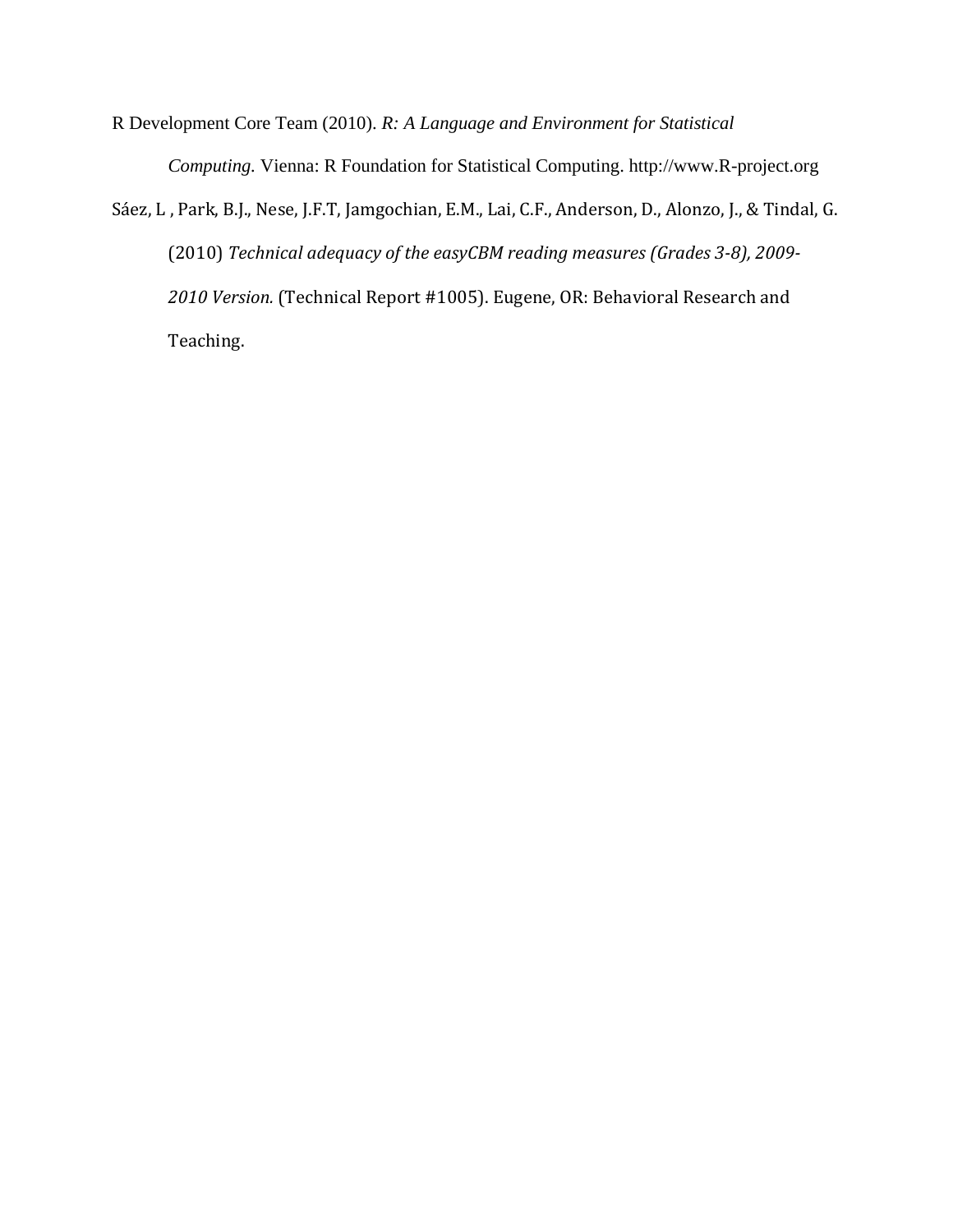R Development Core Team (2010). *R: A Language and Environment for Statistical Computing.* Vienna: R Foundation for Statistical Computing. http://www.R-project.org

Sáez, L , Park, B.J., Nese, J.F.T, Jamgochian, E.M., Lai, C.F., Anderson, D., Alonzo, J., & Tindal, G. (2010) *Technical adequacy of the easyCBM reading measures (Grades 3-8), 2009-2010 Version.* (Technical Report #1005). Eugene, OR: Behavioral Research and Teaching.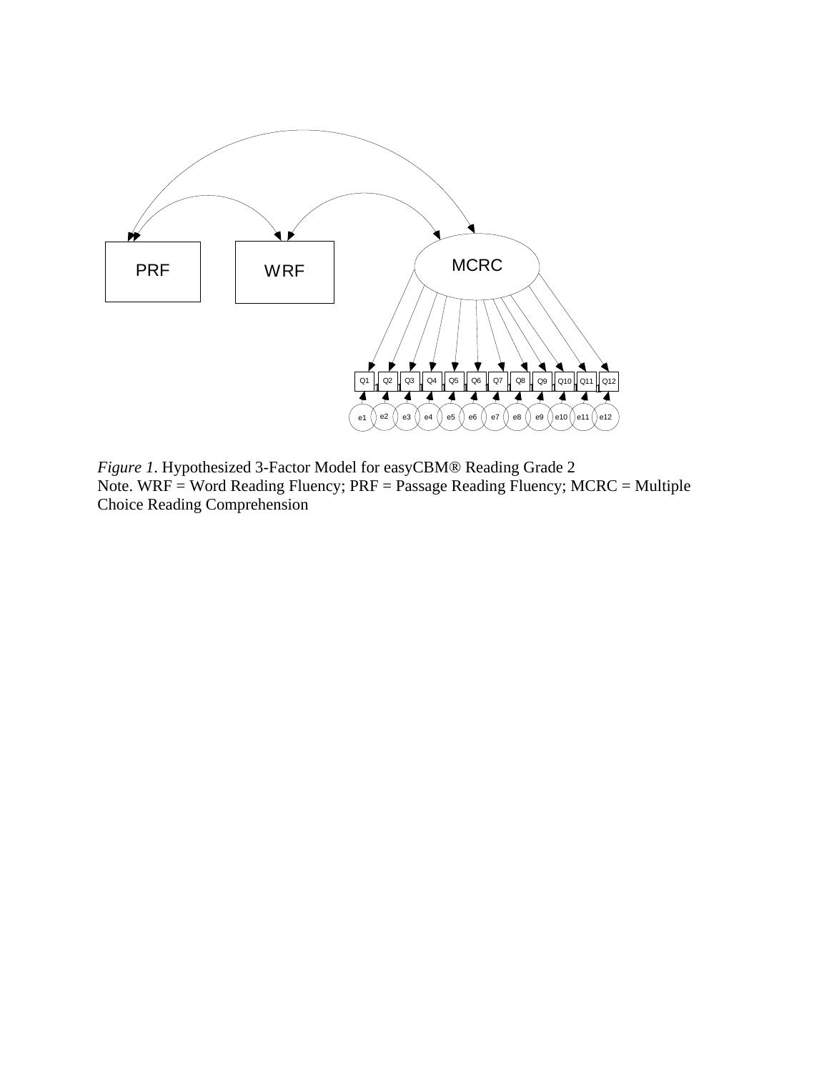*Figure 1*. Hypothesized 3-Factor Model for easyCBM® Reading Grade 2
Note. WRF = Word Reading Fluency; PRF = Passage Reading Fluency; MCRC = Multiple Choice Reading Comprehension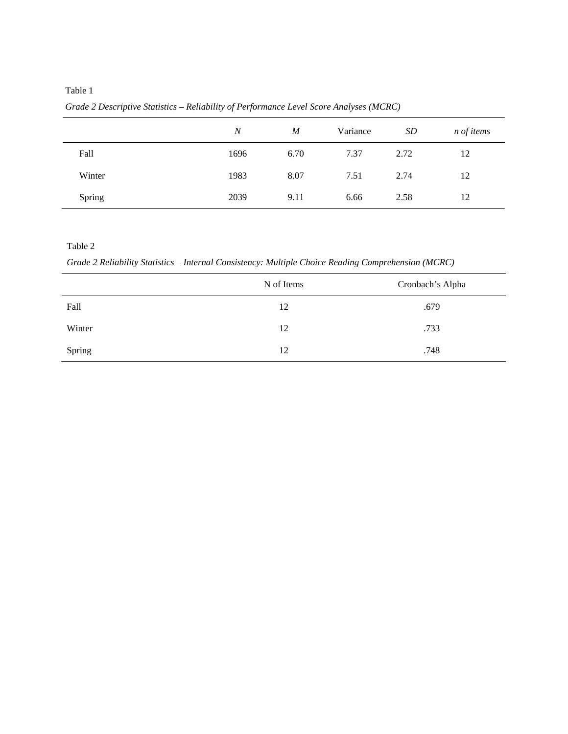Table 1

*Grade 2 Descriptive Statistics – Reliability of Performance Level Score Analyses (MCRC)*

| | *N* | *M* | Variance | *SD* | *n of items* |
|---|---|---|---|---|---|
| Fall | 1696 | 6.70 | 7.37 | 2.72 | 12 |
| Winter | 1983 | 8.07 | 7.51 | 2.74 | 12 |
| Spring | 2039 | 9.11 | 6.66 | 2.58 | 12 |

Table 2

*Grade 2 Reliability Statistics – Internal Consistency: Multiple Choice Reading Comprehension (MCRC)*

| | N of Items | Cronbach's Alpha |
|---|---|---|
| Fall | 12 | .679 |
| Winter | 12 | .733 |
| Spring | 12 | .748 |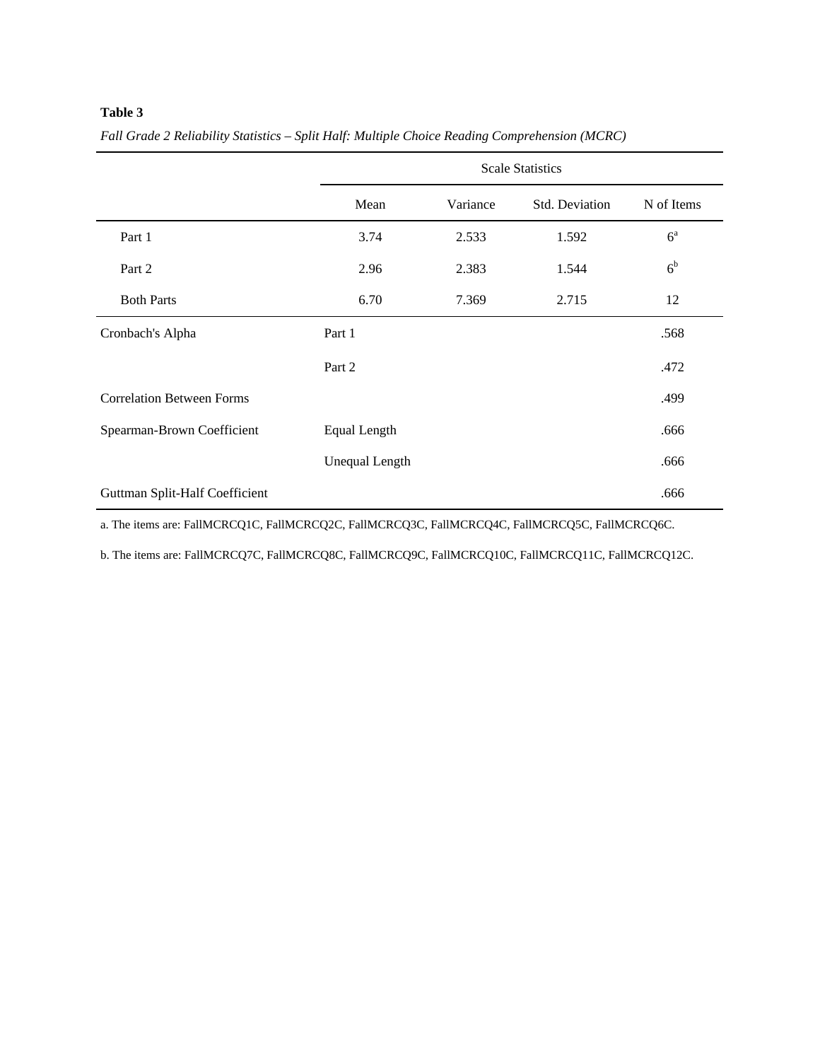**Table 3**

*Fall Grade 2 Reliability Statistics – Split Half: Multiple Choice Reading Comprehension (MCRC)*

| | | Scale Statistics | | |
|---|---|---|---|---|
| | Mean | Variance | Std. Deviation | N of Items |
| Part 1 | 3.74 | 2.533 | 1.592 | 6[a] |
| Part 2 | 2.96 | 2.383 | 1.544 | 6[b] |
| Both Parts | 6.70 | 7.369 | 2.715 | 12 |
| Cronbach's Alpha | Part 1 | | | .568 |
| | Part 2 | | | .472 |
| Correlation Between Forms | | | | .499 |
| Spearman-Brown Coefficient | Equal Length | | | .666 |
| | Unequal Length | | | .666 |
| Guttman Split-Half Coefficient | | | | .666 |

a. The items are: FallMCRCQ1C, FallMCRCQ2C, FallMCRCQ3C, FallMCRCQ4C, FallMCRCQ5C, FallMCRCQ6C.

b. The items are: FallMCRCQ7C, FallMCRCQ8C, FallMCRCQ9C, FallMCRCQ10C, FallMCRCQ11C, FallMCRCQ12C.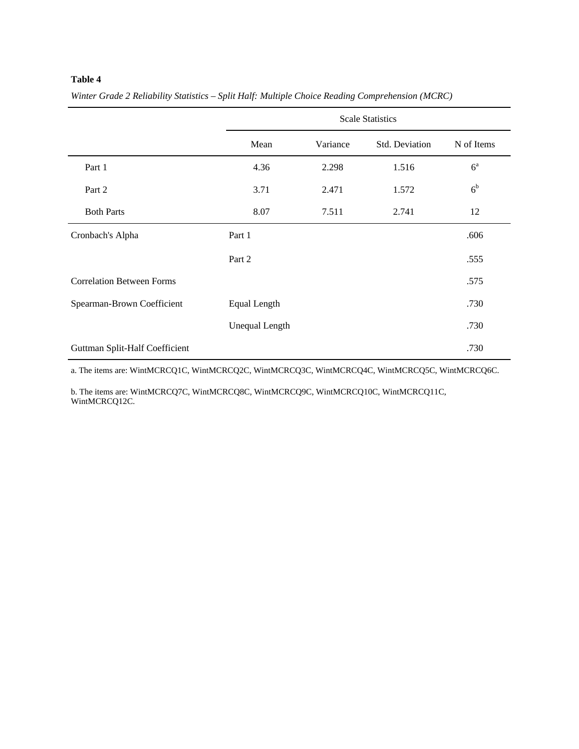**Table 4**

*Winter Grade 2 Reliability Statistics – Split Half: Multiple Choice Reading Comprehension (MCRC)*

| | | Scale Statistics | | | |
|---|---|---|---|---|---|
| | | Mean | Variance | Std. Deviation | N of Items |
| Part 1 | | 4.36 | 2.298 | 1.516 | 6[a] |
| Part 2 | | 3.71 | 2.471 | 1.572 | 6[b] |
| Both Parts | | 8.07 | 7.511 | 2.741 | 12 |
| Cronbach's Alpha | Part 1 | | | | .606 |
| | Part 2 | | | | .555 |
| Correlation Between Forms | | | | | .575 |
| Spearman-Brown Coefficient | Equal Length | | | | .730 |
| | Unequal Length | | | | .730 |
| Guttman Split-Half Coefficient | | | | | .730 |

a. The items are: WintMCRCQ1C, WintMCRCQ2C, WintMCRCQ3C, WintMCRCQ4C, WintMCRCQ5C, WintMCRCQ6C.

b. The items are: WintMCRCQ7C, WintMCRCQ8C, WintMCRCQ9C, WintMCRCQ10C, WintMCRCQ11C, WintMCRCQ12C.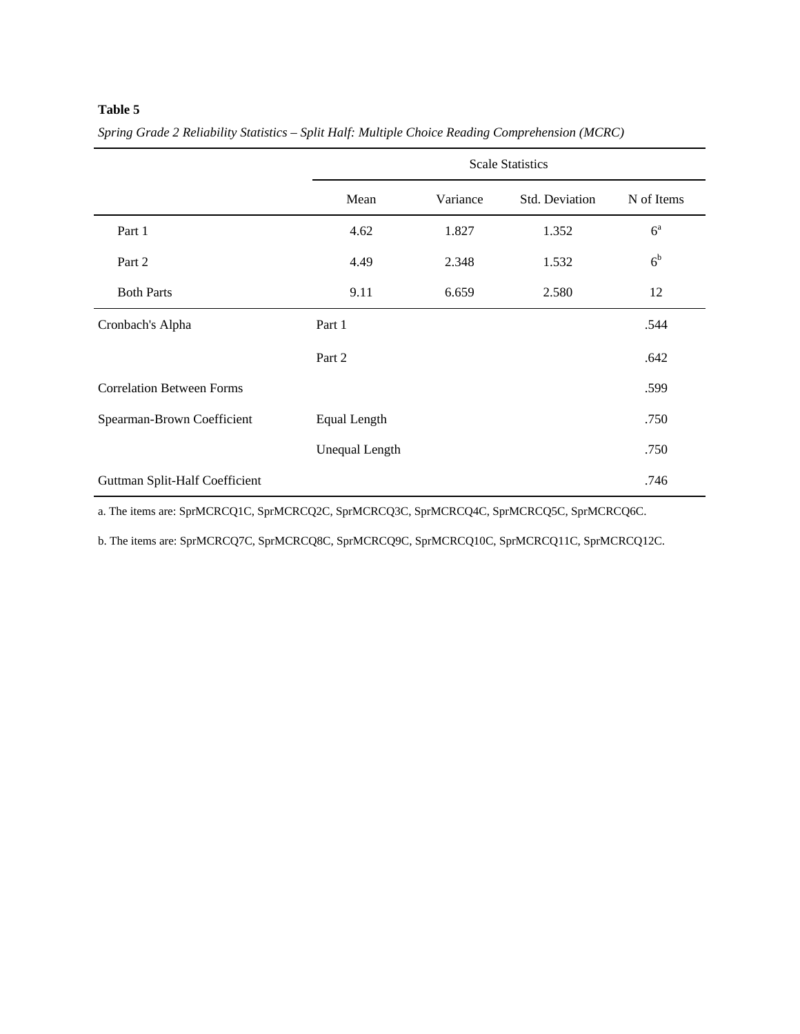**Table 5**

*Spring Grade 2 Reliability Statistics – Split Half: Multiple Choice Reading Comprehension (MCRC)*

| | | Scale Statistics | | | |
|---|---|---|---|---|---|
| | | Mean | Variance | Std. Deviation | N of Items |
| Part 1 | | 4.62 | 1.827 | 1.352 | 6[a] |
| Part 2 | | 4.49 | 2.348 | 1.532 | 6[b] |
| Both Parts | | 9.11 | 6.659 | 2.580 | 12 |
| Cronbach's Alpha | Part 1 | | | | .544 |
| | Part 2 | | | | .642 |
| Correlation Between Forms | | | | | .599 |
| Spearman-Brown Coefficient | Equal Length | | | | .750 |
| | Unequal Length | | | | .750 |
| Guttman Split-Half Coefficient | | | | | .746 |

a. The items are: SprMCRCQ1C, SprMCRCQ2C, SprMCRCQ3C, SprMCRCQ4C, SprMCRCQ5C, SprMCRCQ6C.

b. The items are: SprMCRCQ7C, SprMCRCQ8C, SprMCRCQ9C, SprMCRCQ10C, SprMCRCQ11C, SprMCRCQ12C.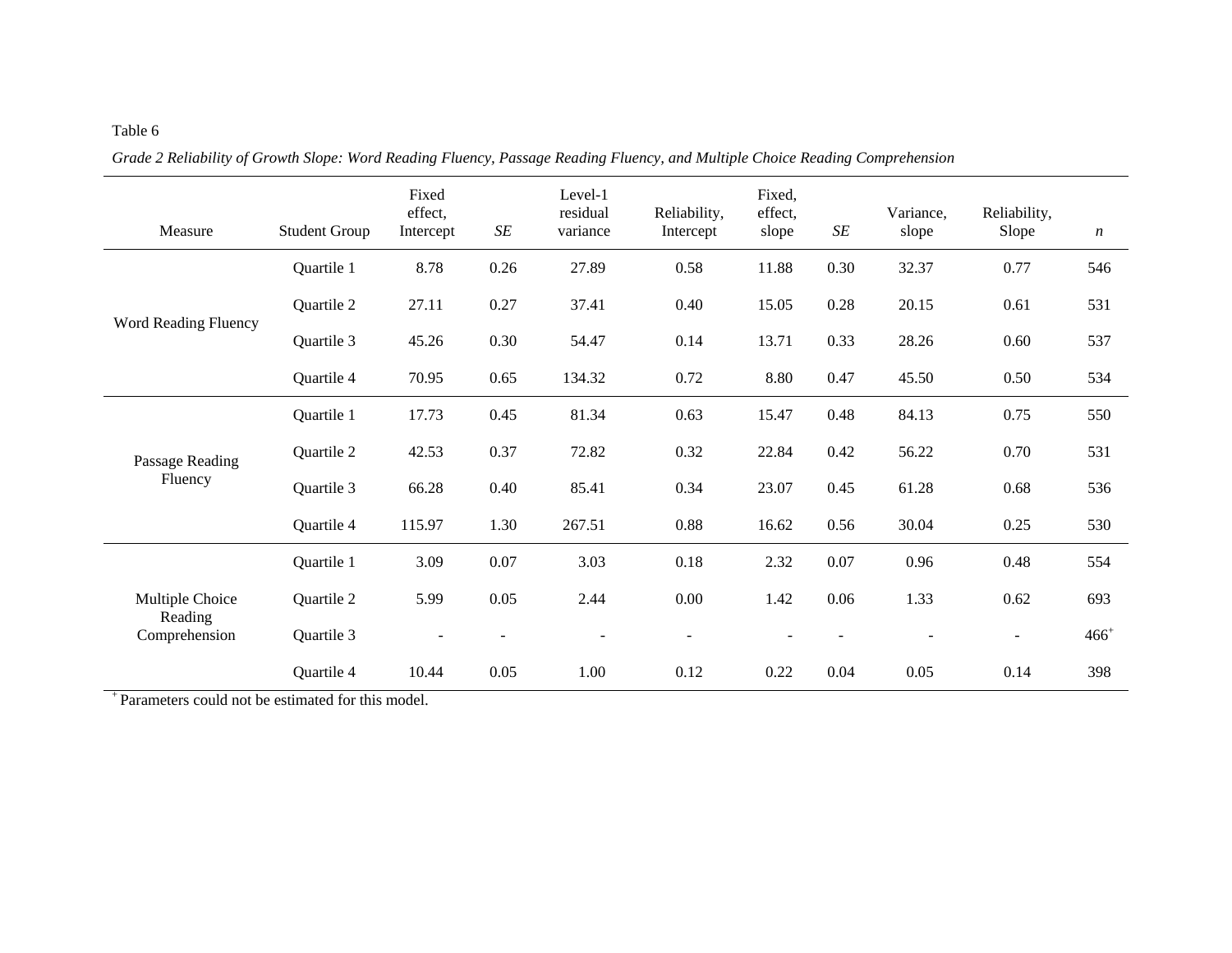Table 6

*Grade 2 Reliability of Growth Slope: Word Reading Fluency, Passage Reading Fluency, and Multiple Choice Reading Comprehension*

| Measure | Student Group | Fixed effect, Intercept | *SE* | Level-1 residual variance | Reliability, Intercept | Fixed, effect, slope | *SE* | Variance, slope | Reliability, Slope | *n* |
|---|---|---|---|---|---|---|---|---|---|---|
| Word Reading Fluency | Quartile 1 | 8.78 | 0.26 | 27.89 | 0.58 | 11.88 | 0.30 | 32.37 | 0.77 | 546 |
| | Quartile 2 | 27.11 | 0.27 | 37.41 | 0.40 | 15.05 | 0.28 | 20.15 | 0.61 | 531 |
| | Quartile 3 | 45.26 | 0.30 | 54.47 | 0.14 | 13.71 | 0.33 | 28.26 | 0.60 | 537 |
| | Quartile 4 | 70.95 | 0.65 | 134.32 | 0.72 | 8.80 | 0.47 | 45.50 | 0.50 | 534 |
| Passage Reading Fluency | Quartile 1 | 17.73 | 0.45 | 81.34 | 0.63 | 15.47 | 0.48 | 84.13 | 0.75 | 550 |
| | Quartile 2 | 42.53 | 0.37 | 72.82 | 0.32 | 22.84 | 0.42 | 56.22 | 0.70 | 531 |
| | Quartile 3 | 66.28 | 0.40 | 85.41 | 0.34 | 23.07 | 0.45 | 61.28 | 0.68 | 536 |
| | Quartile 4 | 115.97 | 1.30 | 267.51 | 0.88 | 16.62 | 0.56 | 30.04 | 0.25 | 530 |
| Multiple Choice Reading Comprehension | Quartile 1 | 3.09 | 0.07 | 3.03 | 0.18 | 2.32 | 0.07 | 0.96 | 0.48 | 554 |
| | Quartile 2 | 5.99 | 0.05 | 2.44 | 0.00 | 1.42 | 0.06 | 1.33 | 0.62 | 693 |
| | Quartile 3 | - | - | - | - | - | - | - | - | 466[+] |
| | Quartile 4 | 10.44 | 0.05 | 1.00 | 0.12 | 0.22 | 0.04 | 0.05 | 0.14 | 398 |

[+] Parameters could not be estimated for this model.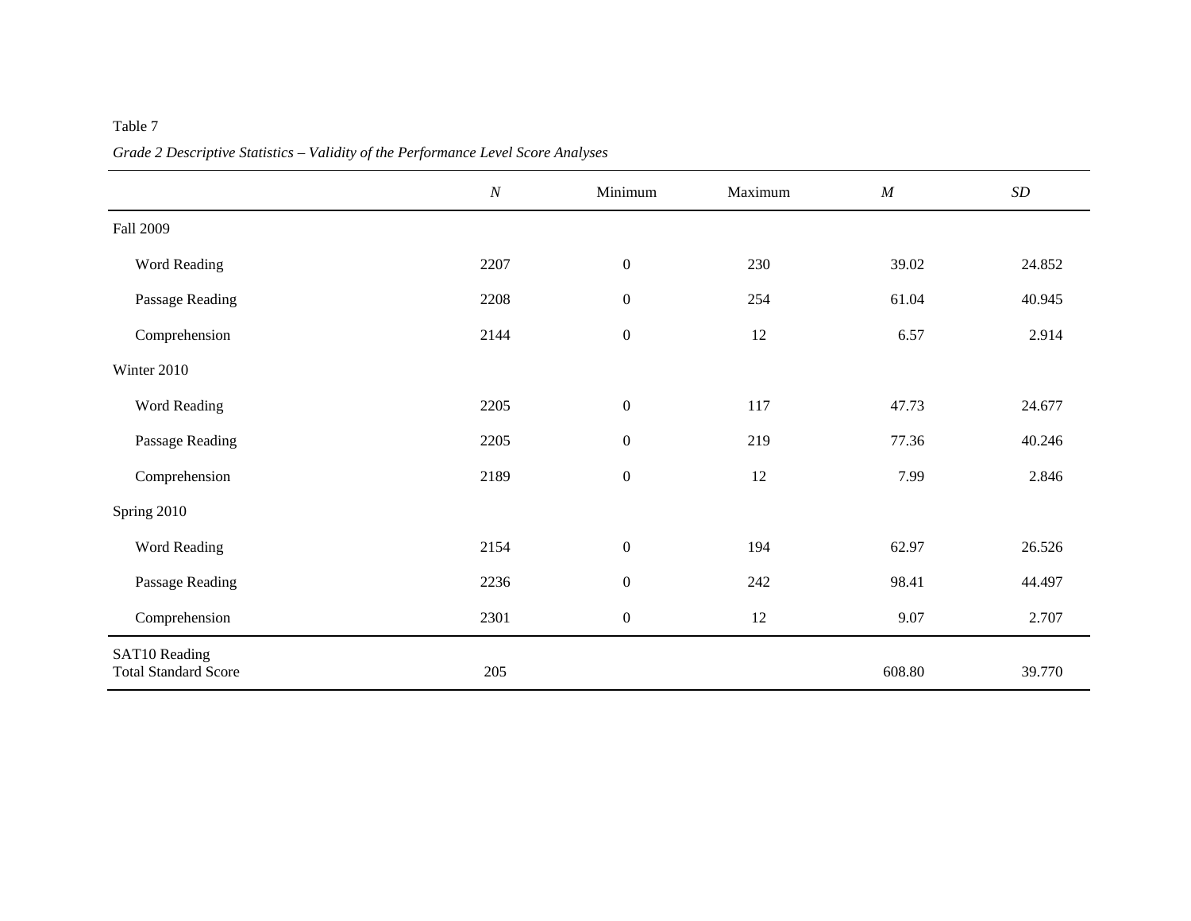Table 7

*Grade 2 Descriptive Statistics – Validity of the Performance Level Score Analyses*

| | *N* | Minimum | Maximum | *M* | *SD* |
|---|---|---|---|---|---|
| Fall 2009 | | | | | |
| Word Reading | 2207 | 0 | 230 | 39.02 | 24.852 |
| Passage Reading | 2208 | 0 | 254 | 61.04 | 40.945 |
| Comprehension | 2144 | 0 | 12 | 6.57 | 2.914 |
| Winter 2010 | | | | | |
| Word Reading | 2205 | 0 | 117 | 47.73 | 24.677 |
| Passage Reading | 2205 | 0 | 219 | 77.36 | 40.246 |
| Comprehension | 2189 | 0 | 12 | 7.99 | 2.846 |
| Spring 2010 | | | | | |
| Word Reading | 2154 | 0 | 194 | 62.97 | 26.526 |
| Passage Reading | 2236 | 0 | 242 | 98.41 | 44.497 |
| Comprehension | 2301 | 0 | 12 | 9.07 | 2.707 |
| SAT10 Reading Total Standard Score | 205 | | | 608.80 | 39.770 |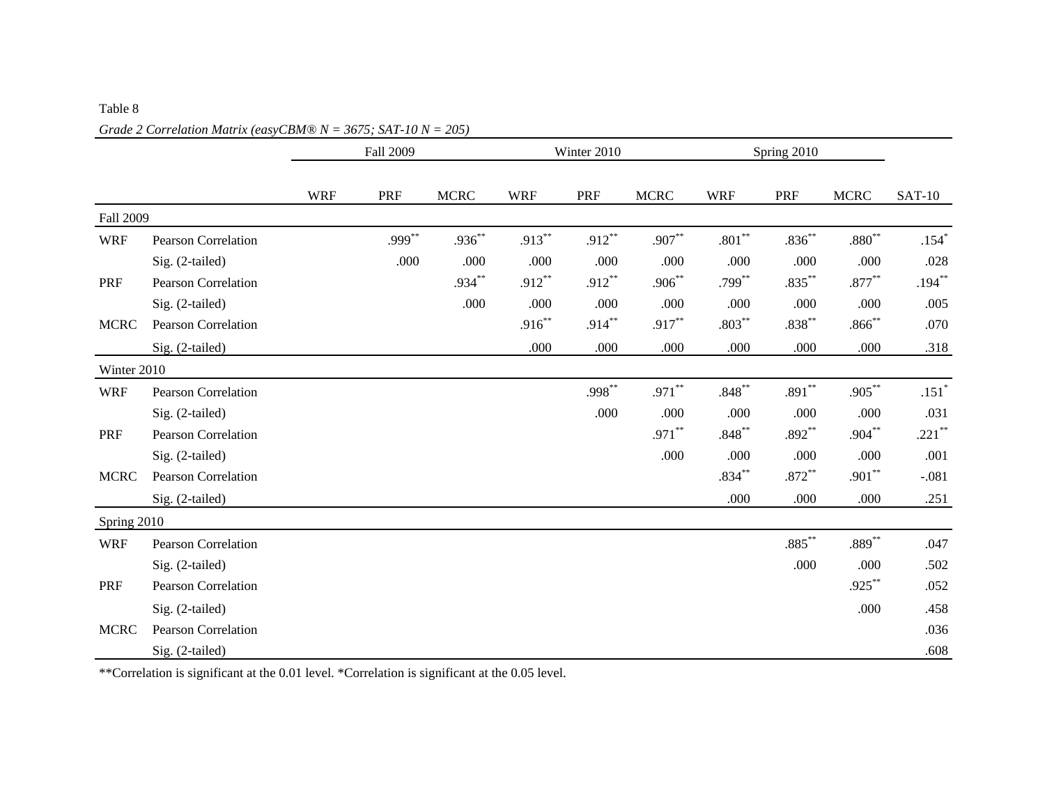Table 8

*Grade 2 Correlation Matrix (easyCBM® N = 3675; SAT-10 N = 205)*

| | | Fall 2009 | | | Winter 2010 | | | Spring 2010 | | | |
|---|---|---|---|---|---|---|---|---|---|---|---|
| | | WRF | PRF | MCRC | WRF | PRF | MCRC | WRF | PRF | MCRC | SAT-10 |
| **Fall 2009** | | | | | | | | | | | |
| WRF | Pearson Correlation | | .999** | .936** | .913** | .912** | .907** | .801** | .836** | .880** | .154* |
| | Sig. (2-tailed) | | .000 | .000 | .000 | .000 | .000 | .000 | .000 | .000 | .028 |
| PRF | Pearson Correlation | | | .934** | .912** | .912** | .906** | .799** | .835** | .877** | .194** |
| | Sig. (2-tailed) | | | .000 | .000 | .000 | .000 | .000 | .000 | .000 | .005 |
| MCRC | Pearson Correlation | | | | .916** | .914** | .917** | .803** | .838** | .866** | .070 |
| | Sig. (2-tailed) | | | | .000 | .000 | .000 | .000 | .000 | .000 | .318 |
| **Winter 2010** | | | | | | | | | | | |
| WRF | Pearson Correlation | | | | | .998** | .971** | .848** | .891** | .905** | .151* |
| | Sig. (2-tailed) | | | | | .000 | .000 | .000 | .000 | .000 | .031 |
| PRF | Pearson Correlation | | | | | | .971** | .848** | .892** | .904** | .221** |
| | Sig. (2-tailed) | | | | | | .000 | .000 | .000 | .000 | .001 |
| MCRC | Pearson Correlation | | | | | | | .834** | .872** | .901** | -.081 |
| | Sig. (2-tailed) | | | | | | | .000 | .000 | .000 | .251 |
| **Spring 2010** | | | | | | | | | | | |
| WRF | Pearson Correlation | | | | | | | | .885** | .889** | .047 |
| | Sig. (2-tailed) | | | | | | | | .000 | .000 | .502 |
| PRF | Pearson Correlation | | | | | | | | | .925** | .052 |
| | Sig. (2-tailed) | | | | | | | | | .000 | .458 |
| MCRC | Pearson Correlation | | | | | | | | | | .036 |
| | Sig. (2-tailed) | | | | | | | | | | .608 |

**Correlation is significant at the 0.01 level. *Correlation is significant at the 0.05 level.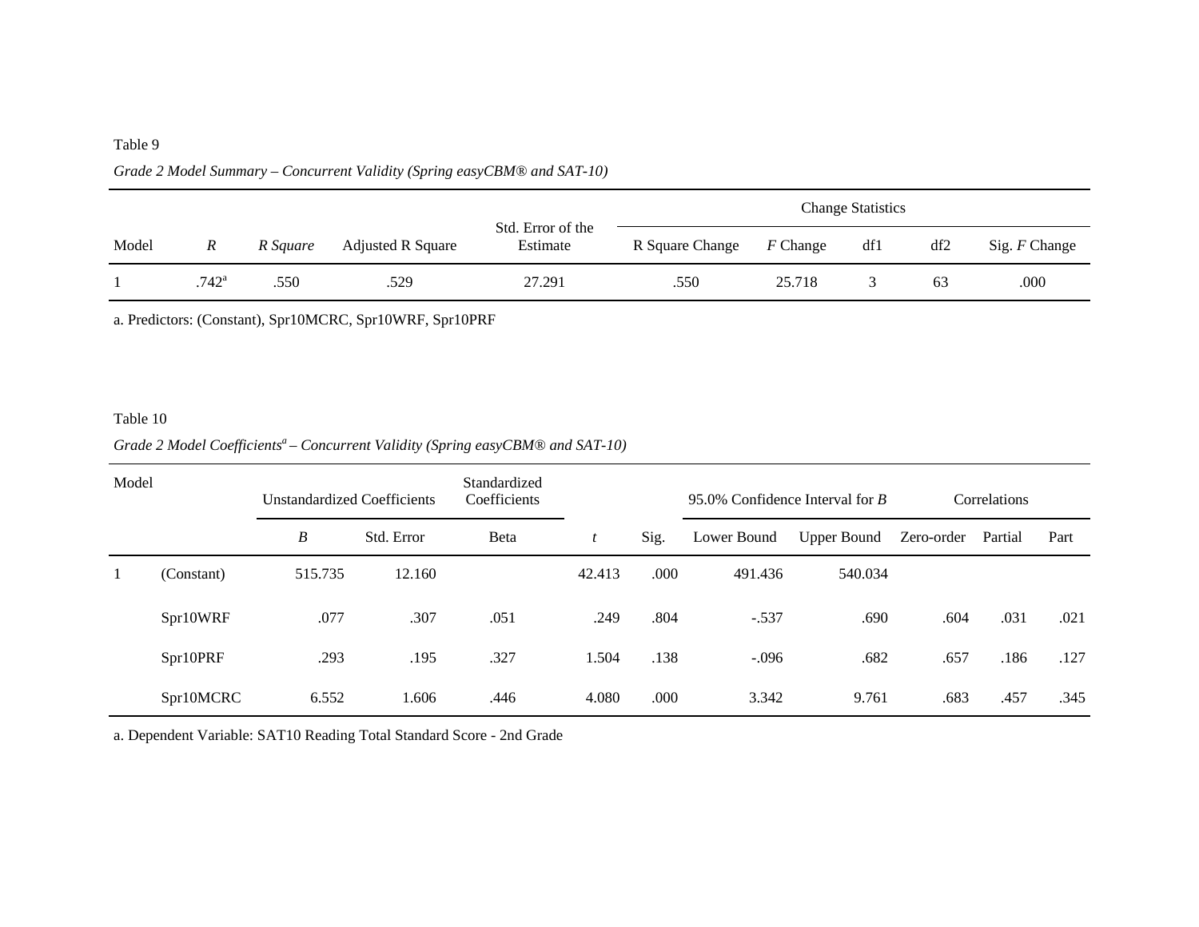Table 9

*Grade 2 Model Summary – Concurrent Validity (Spring easyCBM® and SAT-10)*

| Model | *R* | *R Square* | Adjusted R Square | Std. Error of the Estimate | Change Statistics | | | | |
|---|---|---|---|---|---|---|---|---|---|
| | | | | | R Square Change | *F* Change | df1 | df2 | Sig. *F* Change |
| 1 | .742[a] | .550 | .529 | 27.291 | .550 | 25.718 | 3 | 63 | .000 |

a. Predictors: (Constant), Spr10MCRC, Spr10WRF, Spr10PRF

Table 10

*Grade 2 Model Coefficients[a] – Concurrent Validity (Spring easyCBM® and SAT-10)*

| Model | | Unstandardized Coefficients | | Standardized Coefficients | | | 95.0% Confidence Interval for *B* | | Correlations | | |
|---|---|---|---|---|---|---|---|---|---|---|---|
| | | *B* | Std. Error | Beta | *t* | Sig. | Lower Bound | Upper Bound | Zero-order | Partial | Part |
| 1 | (Constant) | 515.735 | 12.160 | | 42.413 | .000 | 491.436 | 540.034 | | | |
| | Spr10WRF | .077 | .307 | .051 | .249 | .804 | -.537 | .690 | .604 | .031 | .021 |
| | Spr10PRF | .293 | .195 | .327 | 1.504 | .138 | -.096 | .682 | .657 | .186 | .127 |
| | Spr10MCRC | 6.552 | 1.606 | .446 | 4.080 | .000 | 3.342 | 9.761 | .683 | .457 | .345 |

a. Dependent Variable: SAT10 Reading Total Standard Score - 2nd Grade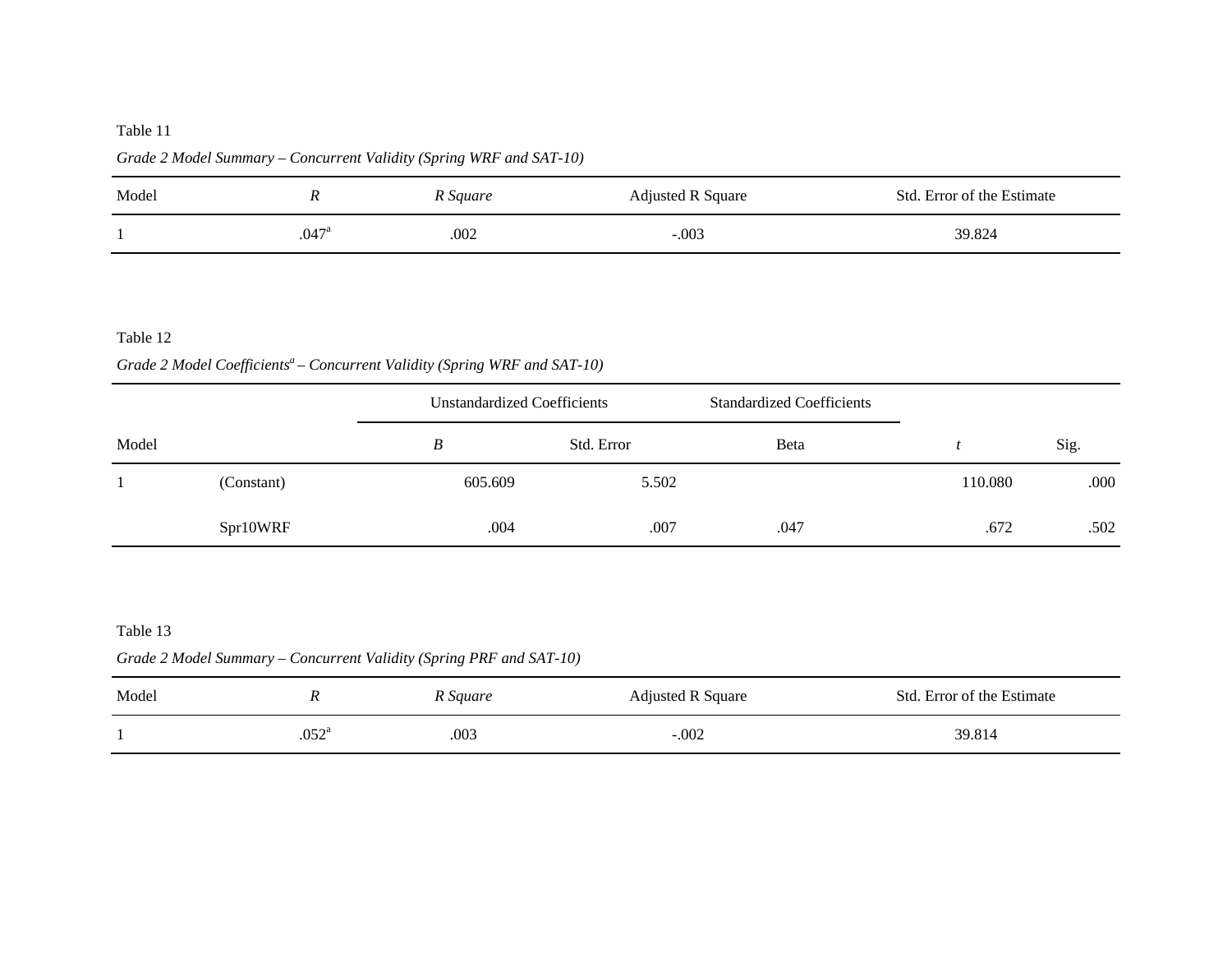Table 11

*Grade 2 Model Summary – Concurrent Validity (Spring WRF and SAT-10)*

| Model | *R* | *R Square* | Adjusted R Square | Std. Error of the Estimate |
|---|---|---|---|---|
| 1 | .047[a] | .002 | -.003 | 39.824 |

Table 12

*Grade 2 Model Coefficients[a] – Concurrent Validity (Spring WRF and SAT-10)*

| | | Unstandardized Coefficients | | Standardized Coefficients | | |
|---|---|---|---|---|---|---|
| Model | | *B* | Std. Error | Beta | *t* | Sig. |
| 1 | (Constant) | 605.609 | 5.502 | | 110.080 | .000 |
| | Spr10WRF | .004 | .007 | .047 | .672 | .502 |

Table 13

*Grade 2 Model Summary – Concurrent Validity (Spring PRF and SAT-10)*

| Model | *R* | *R Square* | Adjusted R Square | Std. Error of the Estimate |
|---|---|---|---|---|
| 1 | .052[a] | .003 | -.002 | 39.814 |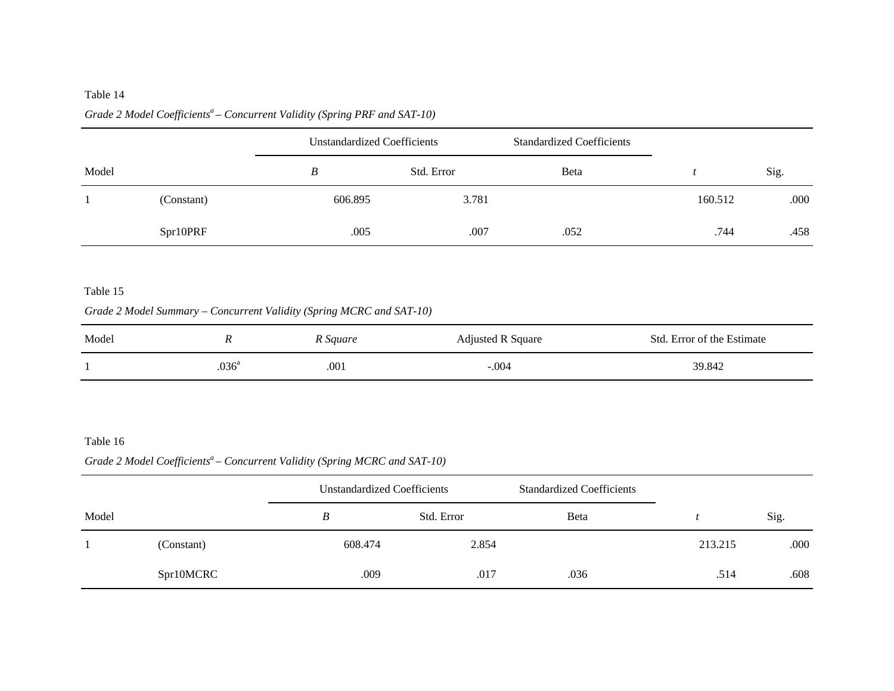Table 14

*Grade 2 Model Coefficients[a] – Concurrent Validity (Spring PRF and SAT-10)*

| | | Unstandardized Coefficients | | Standardized Coefficients | | |
|---|---|---|---|---|---|---|
| Model | | *B* | Std. Error | Beta | *t* | Sig. |
| 1 | (Constant) | 606.895 | 3.781 | | 160.512 | .000 |
| | Spr10PRF | .005 | .007 | .052 | .744 | .458 |

Table 15

*Grade 2 Model Summary – Concurrent Validity (Spring MCRC and SAT-10)*

| Model | *R* | *R Square* | Adjusted R Square | Std. Error of the Estimate |
|---|---|---|---|---|
| 1 | .036[a] | .001 | -.004 | 39.842 |

Table 16

*Grade 2 Model Coefficients[a] – Concurrent Validity (Spring MCRC and SAT-10)*

| | | Unstandardized Coefficients | | Standardized Coefficients | | |
|---|---|---|---|---|---|---|
| Model | | *B* | Std. Error | Beta | *t* | Sig. |
| 1 | (Constant) | 608.474 | 2.854 | | 213.215 | .000 |
| | Spr10MCRC | .009 | .017 | .036 | .514 | .608 |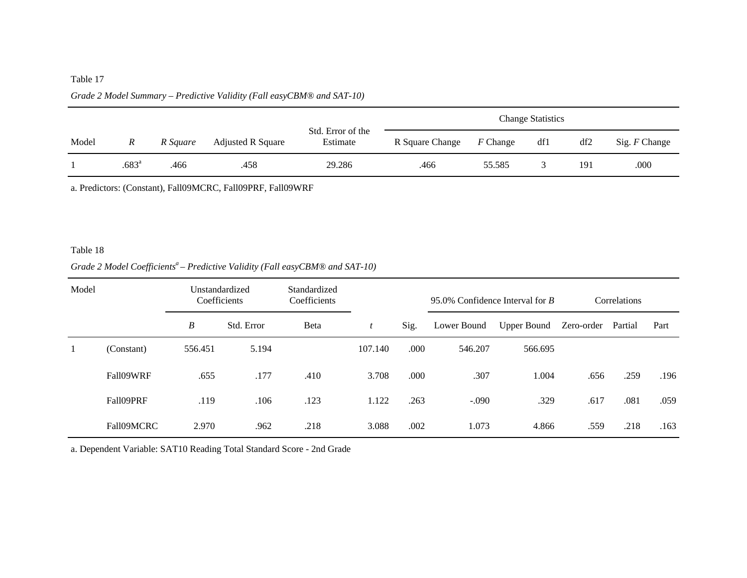Table 17

*Grade 2 Model Summary – Predictive Validity (Fall easyCBM® and SAT-10)*

| | | | | | Change Statistics | | | | |
|---|---|---|---|---|---|---|---|---|---|
| Model | *R* | *R Square* | Adjusted R Square | Std. Error of the Estimate | R Square Change | *F* Change | df1 | df2 | Sig. *F* Change |
| 1 | .683[a] | .466 | .458 | 29.286 | .466 | 55.585 | 3 | 191 | .000 |

a. Predictors: (Constant), Fall09MCRC, Fall09PRF, Fall09WRF

Table 18

*Grade 2 Model Coefficients[a] – Predictive Validity (Fall easyCBM® and SAT-10)*

| Model | | Unstandardized Coefficients | | Standardized Coefficients | | | 95.0% Confidence Interval for *B* | | Correlations | | |
|---|---|---|---|---|---|---|---|---|---|---|---|
| | | *B* | Std. Error | Beta | *t* | Sig. | Lower Bound | Upper Bound | Zero-order | Partial | Part |
| 1 | (Constant) | 556.451 | 5.194 | | 107.140 | .000 | 546.207 | 566.695 | | | |
| | Fall09WRF | .655 | .177 | .410 | 3.708 | .000 | .307 | 1.004 | .656 | .259 | .196 |
| | Fall09PRF | .119 | .106 | .123 | 1.122 | .263 | -.090 | .329 | .617 | .081 | .059 |
| | Fall09MCRC | 2.970 | .962 | .218 | 3.088 | .002 | 1.073 | 4.866 | .559 | .218 | .163 |

a. Dependent Variable: SAT10 Reading Total Standard Score - 2nd Grade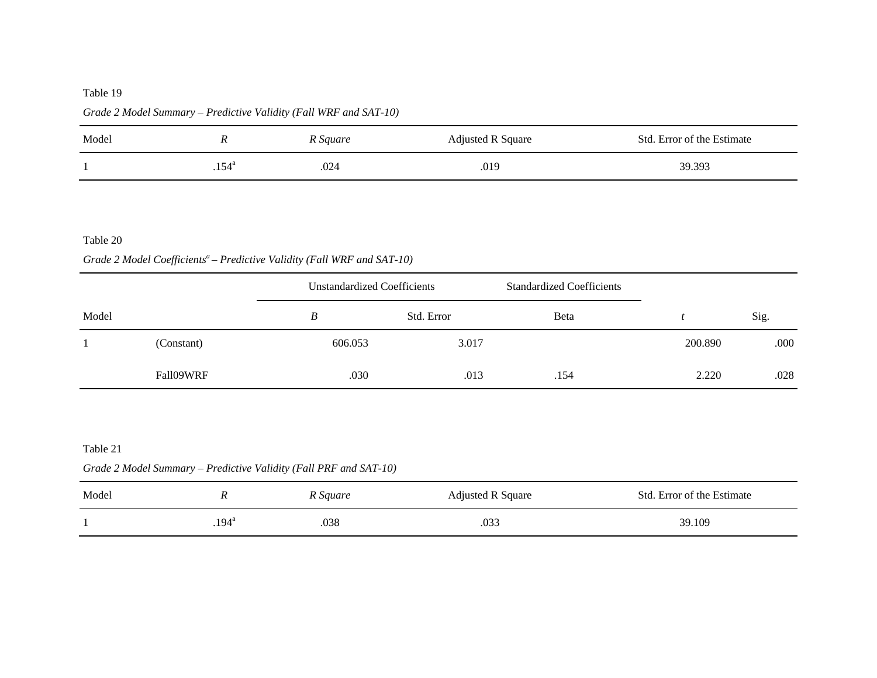Table 19

*Grade 2 Model Summary – Predictive Validity (Fall WRF and SAT-10)*

| Model | *R* | *R Square* | Adjusted R Square | Std. Error of the Estimate |
|---|---|---|---|---|
| 1 | .154[a] | .024 | .019 | 39.393 |

Table 20

*Grade 2 Model Coefficients[a] – Predictive Validity (Fall WRF and SAT-10)*

| | | Unstandardized Coefficients | | Standardized Coefficients | | |
|---|---|---|---|---|---|---|
| Model | | *B* | Std. Error | Beta | *t* | Sig. |
| 1 | (Constant) | 606.053 | 3.017 | | 200.890 | .000 |
| | Fall09WRF | .030 | .013 | .154 | 2.220 | .028 |

Table 21

*Grade 2 Model Summary – Predictive Validity (Fall PRF and SAT-10)*

| Model | *R* | *R Square* | Adjusted R Square | Std. Error of the Estimate |
|---|---|---|---|---|
| 1 | .194[a] | .038 | .033 | 39.109 |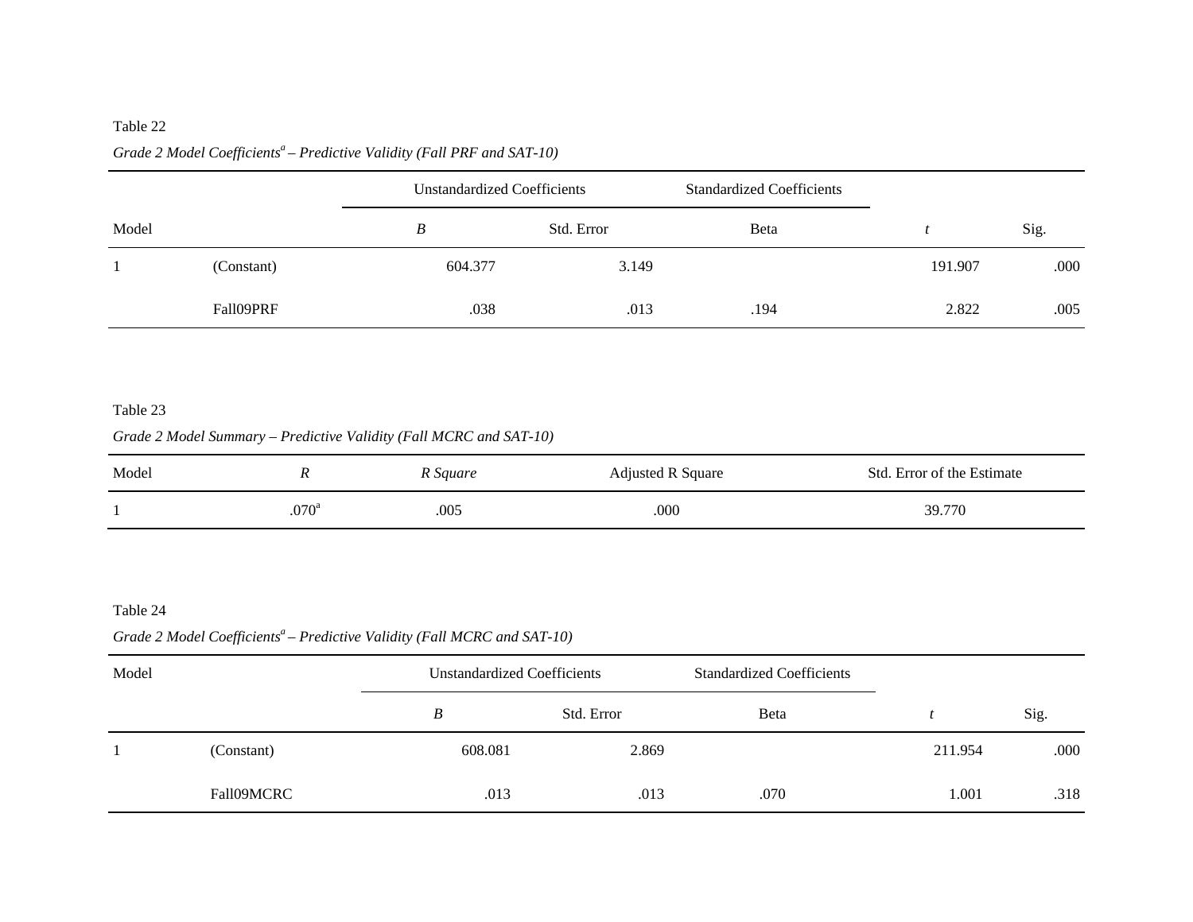Table 22

*Grade 2 Model Coefficients[a] – Predictive Validity (Fall PRF and SAT-10)*

| Model | | Unstandardized Coefficients | | Standardized Coefficients | | |
|---|---|---|---|---|---|---|
| | | *B* | Std. Error | Beta | *t* | Sig. |
| 1 | (Constant) | 604.377 | 3.149 | | 191.907 | .000 |
| | Fall09PRF | .038 | .013 | .194 | 2.822 | .005 |

Table 23

*Grade 2 Model Summary – Predictive Validity (Fall MCRC and SAT-10)*

| Model | *R* | *R Square* | Adjusted R Square | Std. Error of the Estimate |
|---|---|---|---|---|
| 1 | .070[a] | .005 | .000 | 39.770 |

Table 24

*Grade 2 Model Coefficients[a] – Predictive Validity (Fall MCRC and SAT-10)*

| Model | | Unstandardized Coefficients | | Standardized Coefficients | | |
|---|---|---|---|---|---|---|
| | | *B* | Std. Error | Beta | *t* | Sig. |
| 1 | (Constant) | 608.081 | 2.869 | | 211.954 | .000 |
| | Fall09MCRC | .013 | .013 | .070 | 1.001 | .318 |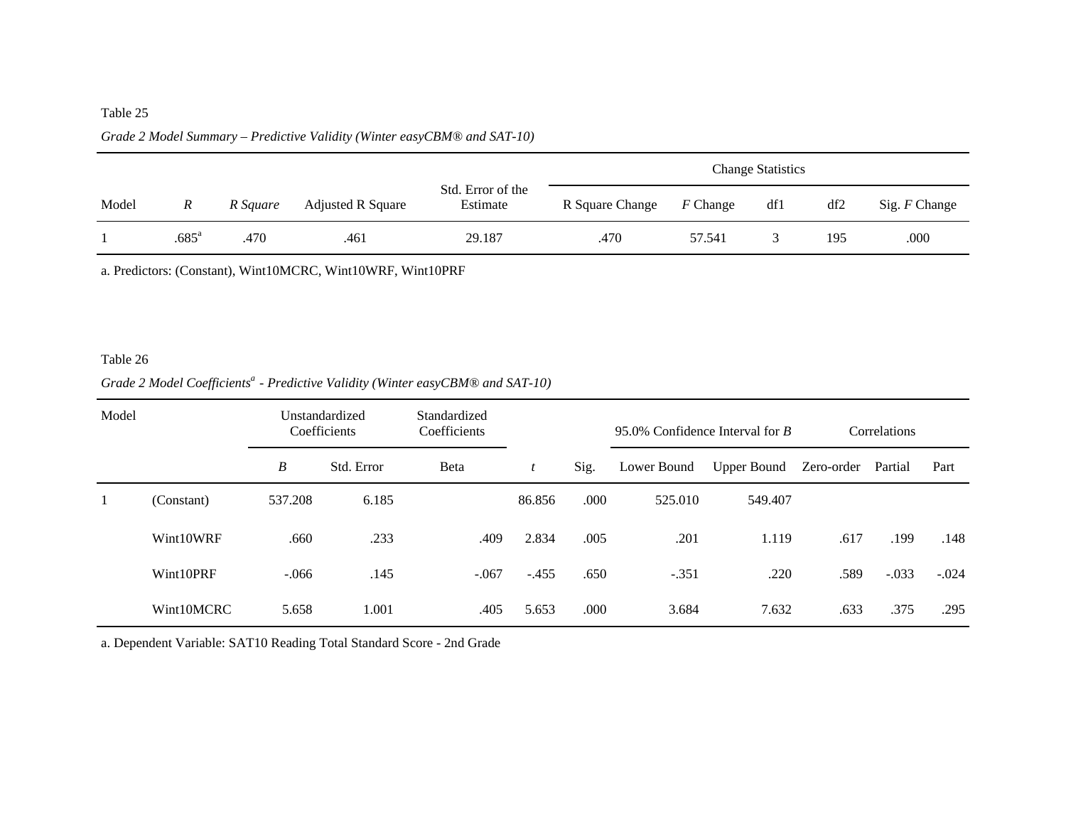Table 25

*Grade 2 Model Summary – Predictive Validity (Winter easyCBM® and SAT-10)*

| | | | | | Change Statistics | | | | |
|---|---|---|---|---|---|---|---|---|---|
| Model | *R* | *R Square* | Adjusted R Square | Std. Error of the Estimate | R Square Change | *F* Change | df1 | df2 | Sig. *F* Change |
| 1 | .685[a] | .470 | .461 | 29.187 | .470 | 57.541 | 3 | 195 | .000 |

a. Predictors: (Constant), Wint10MCRC, Wint10WRF, Wint10PRF

Table 26

*Grade 2 Model Coefficients[a] - Predictive Validity (Winter easyCBM® and SAT-10)*

| Model | | Unstandardized Coefficients | | Standardized Coefficients | | | 95.0% Confidence Interval for *B* | | Correlations | | |
|---|---|---|---|---|---|---|---|---|---|---|---|
| | | *B* | Std. Error | Beta | *t* | Sig. | Lower Bound | Upper Bound | Zero-order | Partial | Part |
| 1 | (Constant) | 537.208 | 6.185 | | 86.856 | .000 | 525.010 | 549.407 | | | |
| | Wint10WRF | .660 | .233 | .409 | 2.834 | .005 | .201 | 1.119 | .617 | .199 | .148 |
| | Wint10PRF | -.066 | .145 | -.067 | -.455 | .650 | -.351 | .220 | .589 | -.033 | -.024 |
| | Wint10MCRC | 5.658 | 1.001 | .405 | 5.653 | .000 | 3.684 | 7.632 | .633 | .375 | .295 |

a. Dependent Variable: SAT10 Reading Total Standard Score - 2nd Grade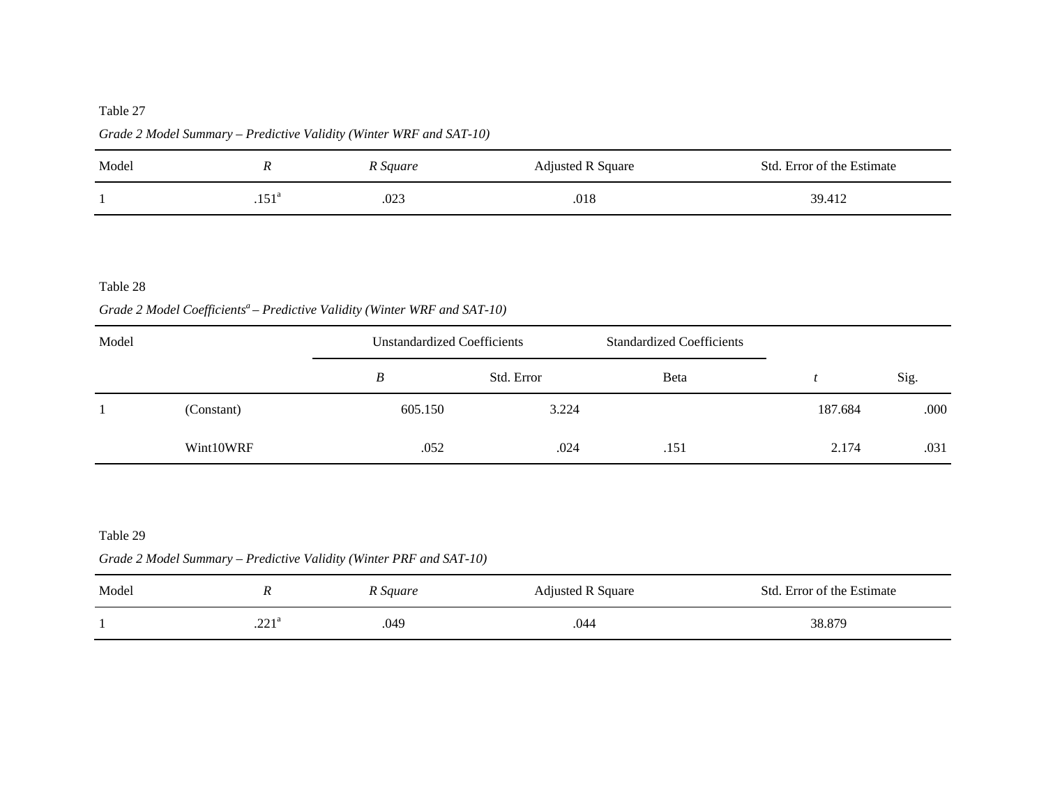Table 27

*Grade 2 Model Summary – Predictive Validity (Winter WRF and SAT-10)*

| Model | *R* | *R Square* | Adjusted R Square | Std. Error of the Estimate |
|---|---|---|---|---|
| 1 | .151[a] | .023 | .018 | 39.412 |

Table 28

*Grade 2 Model Coefficients[a] – Predictive Validity (Winter WRF and SAT-10)*

| Model | | Unstandardized Coefficients | | Standardized Coefficients | | |
|---|---|---|---|---|---|---|
| | | *B* | Std. Error | Beta | *t* | Sig. |
| 1 | (Constant) | 605.150 | 3.224 | | 187.684 | .000 |
| | Wint10WRF | .052 | .024 | .151 | 2.174 | .031 |

Table 29

*Grade 2 Model Summary – Predictive Validity (Winter PRF and SAT-10)*

| Model | *R* | *R Square* | Adjusted R Square | Std. Error of the Estimate |
|---|---|---|---|---|
| 1 | .221[a] | .049 | .044 | 38.879 |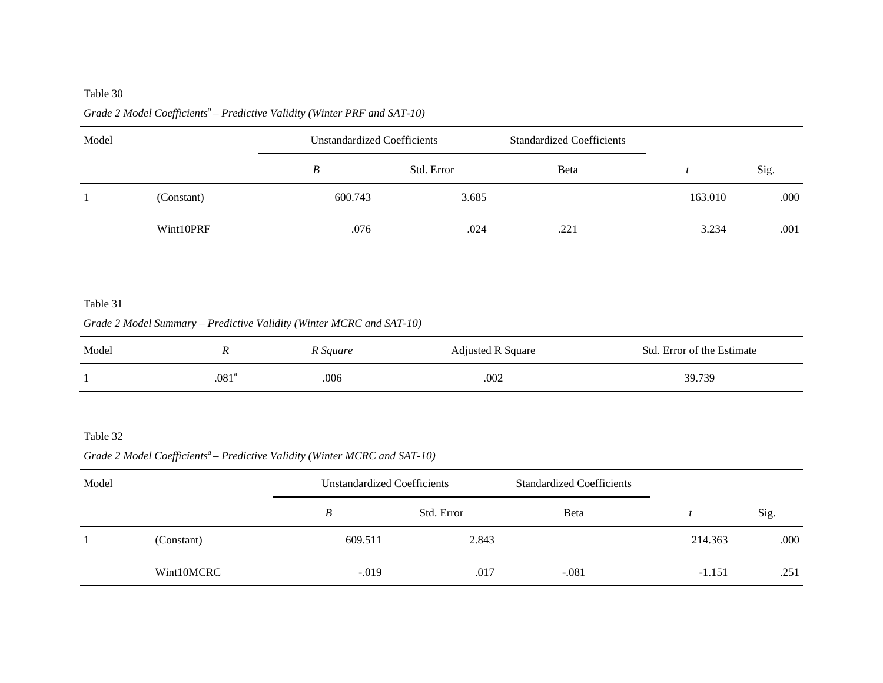Table 30

*Grade 2 Model Coefficients[a] – Predictive Validity (Winter PRF and SAT-10)*

| Model | | Unstandardized Coefficients | | Standardized Coefficients | | |
|---|---|---|---|---|---|---|
| | | *B* | Std. Error | Beta | *t* | Sig. |
| 1 | (Constant) | 600.743 | 3.685 | | 163.010 | .000 |
| | Wint10PRF | .076 | .024 | .221 | 3.234 | .001 |

Table 31

*Grade 2 Model Summary – Predictive Validity (Winter MCRC and SAT-10)*

| Model | *R* | *R Square* | Adjusted R Square | Std. Error of the Estimate |
|---|---|---|---|---|
| 1 | .081[a] | .006 | .002 | 39.739 |

Table 32

*Grade 2 Model Coefficients[a] – Predictive Validity (Winter MCRC and SAT-10)*

| Model | | Unstandardized Coefficients | | Standardized Coefficients | | |
|---|---|---|---|---|---|---|
| | | *B* | Std. Error | Beta | *t* | Sig. |
| 1 | (Constant) | 609.511 | 2.843 | | 214.363 | .000 |
| | Wint10MCRC | -.019 | .017 | -.081 | -1.151 | .251 |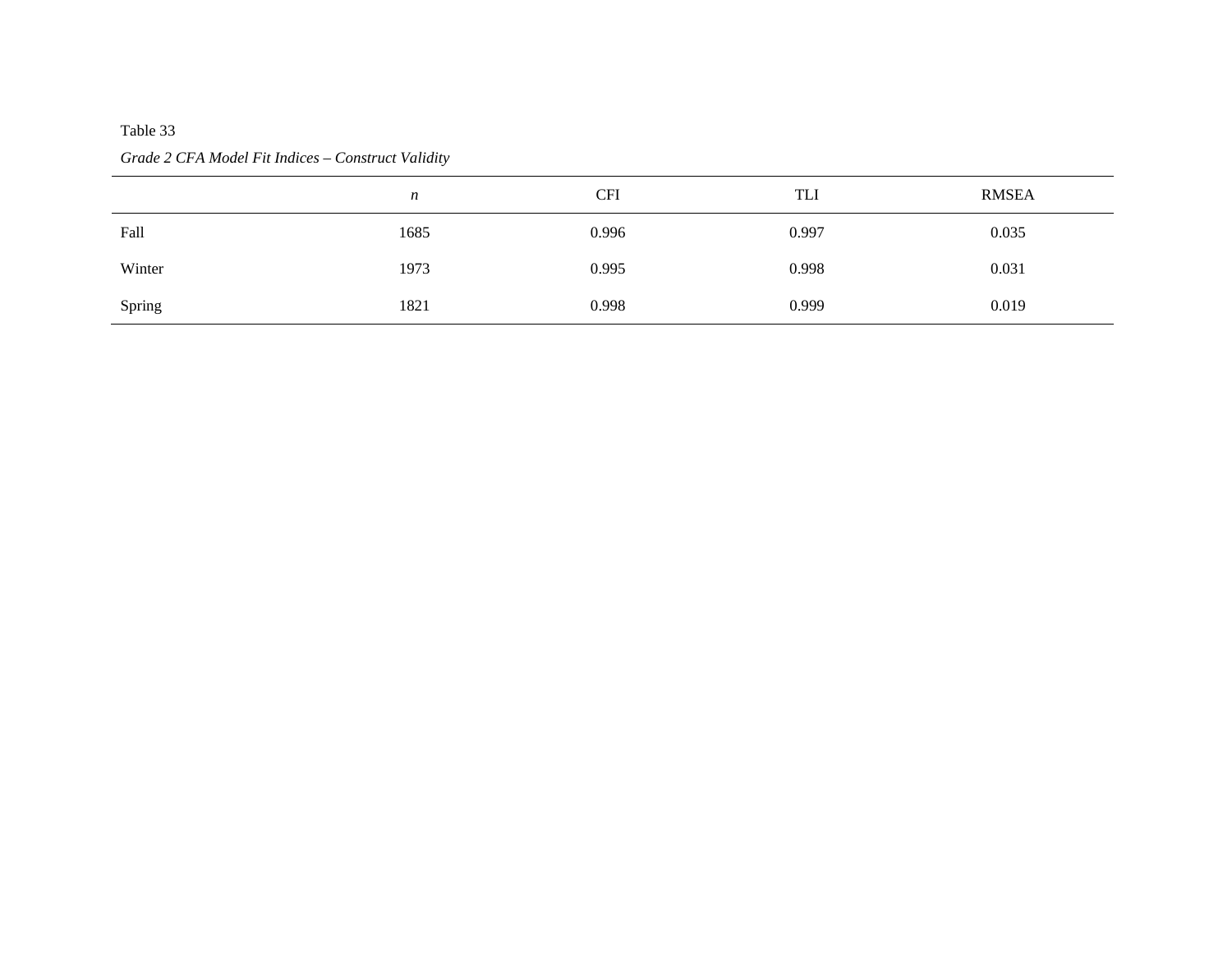Table 33

*Grade 2 CFA Model Fit Indices – Construct Validity*

| | *n* | CFI | TLI | RMSEA |
|---|---|---|---|---|
| Fall | 1685 | 0.996 | 0.997 | 0.035 |
| Winter | 1973 | 0.995 | 0.998 | 0.031 |
| Spring | 1821 | 0.998 | 0.999 | 0.019 |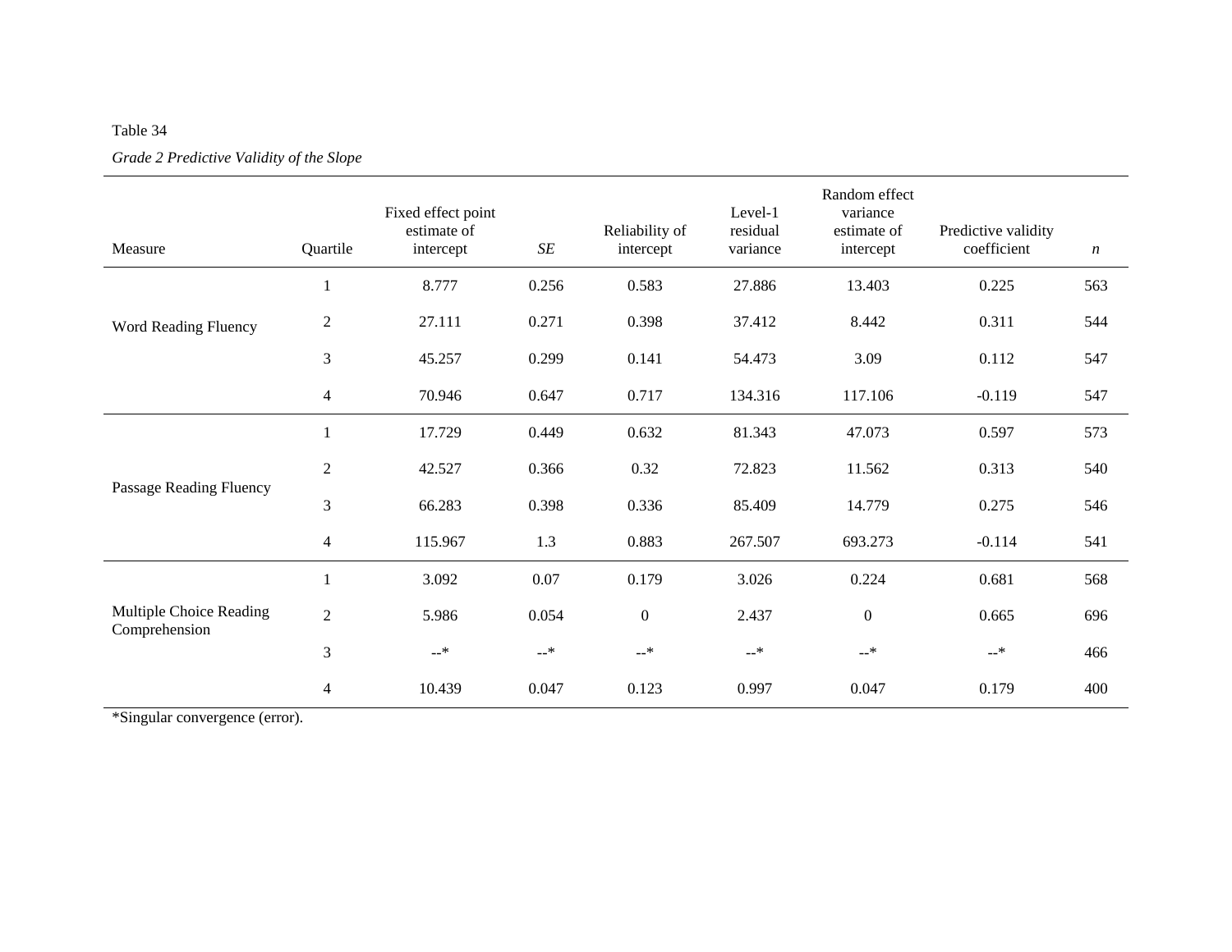Table 34

*Grade 2 Predictive Validity of the Slope*

| Measure | Quartile | Fixed effect point estimate of intercept | *SE* | Reliability of intercept | Level-1 residual variance | Random effect variance estimate of intercept | Predictive validity coefficient | *n* |
|---|---|---|---|---|---|---|---|---|
| Word Reading Fluency | 1 | 8.777 | 0.256 | 0.583 | 27.886 | 13.403 | 0.225 | 563 |
| | 2 | 27.111 | 0.271 | 0.398 | 37.412 | 8.442 | 0.311 | 544 |
| | 3 | 45.257 | 0.299 | 0.141 | 54.473 | 3.09 | 0.112 | 547 |
| | 4 | 70.946 | 0.647 | 0.717 | 134.316 | 117.106 | -0.119 | 547 |
| Passage Reading Fluency | 1 | 17.729 | 0.449 | 0.632 | 81.343 | 47.073 | 0.597 | 573 |
| | 2 | 42.527 | 0.366 | 0.32 | 72.823 | 11.562 | 0.313 | 540 |
| | 3 | 66.283 | 0.398 | 0.336 | 85.409 | 14.779 | 0.275 | 546 |
| | 4 | 115.967 | 1.3 | 0.883 | 267.507 | 693.273 | -0.114 | 541 |
| Multiple Choice Reading Comprehension | 1 | 3.092 | 0.07 | 0.179 | 3.026 | 0.224 | 0.681 | 568 |
| | 2 | 5.986 | 0.054 | 0 | 2.437 | 0 | 0.665 | 696 |
| | 3 | --* | --* | --* | --* | --* | --* | 466 |
| | 4 | 10.439 | 0.047 | 0.123 | 0.997 | 0.047 | 0.179 | 400 |

*Singular convergence (error).